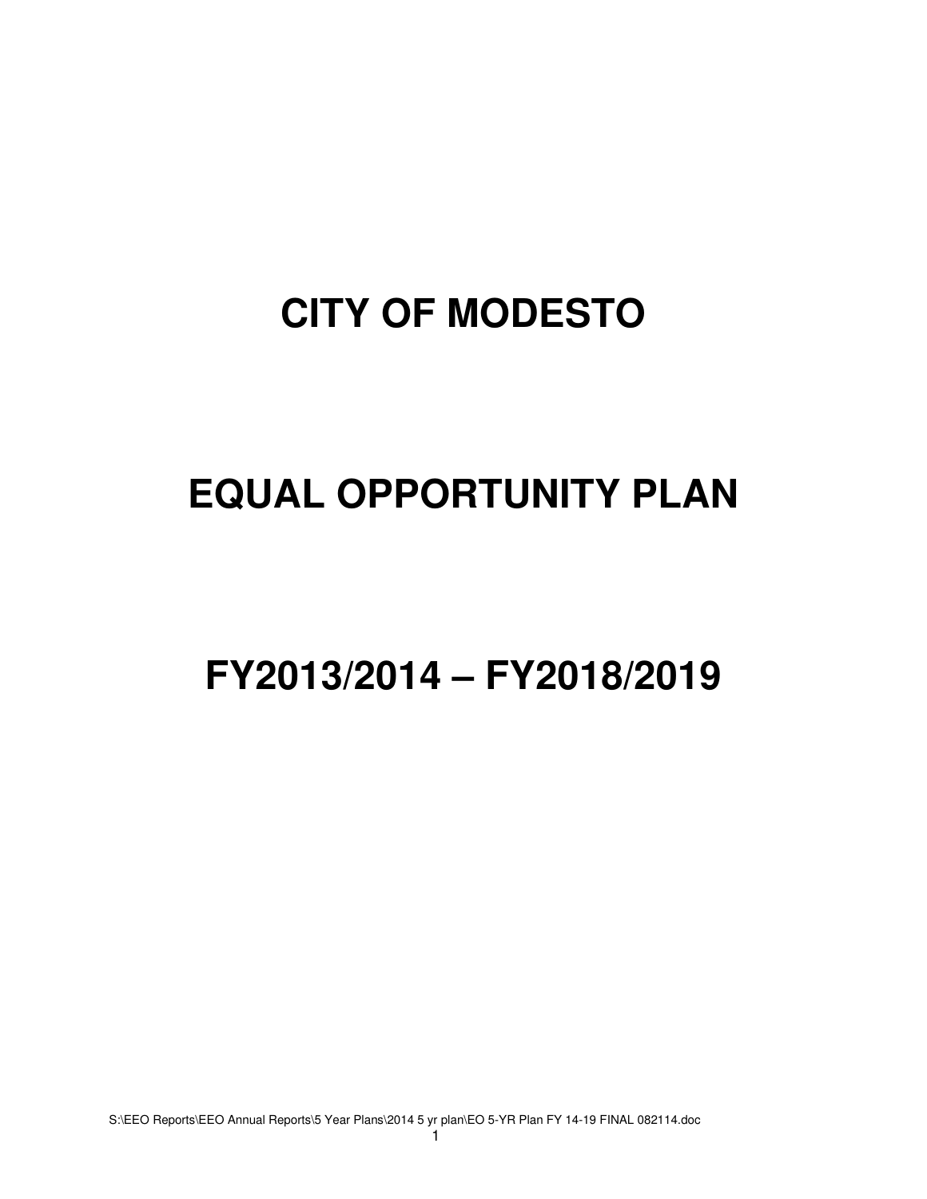# CITY OF MODESTO

# EQUAL OPPORTUNITY PLAN

# FY2013/2014 – FY2018/2019

S:\EEO Reports\EEO Annual Reports\5 Year Plans\2014 5 yr plan\EO 5-YR Plan FY 14-19 FINAL 082114.doc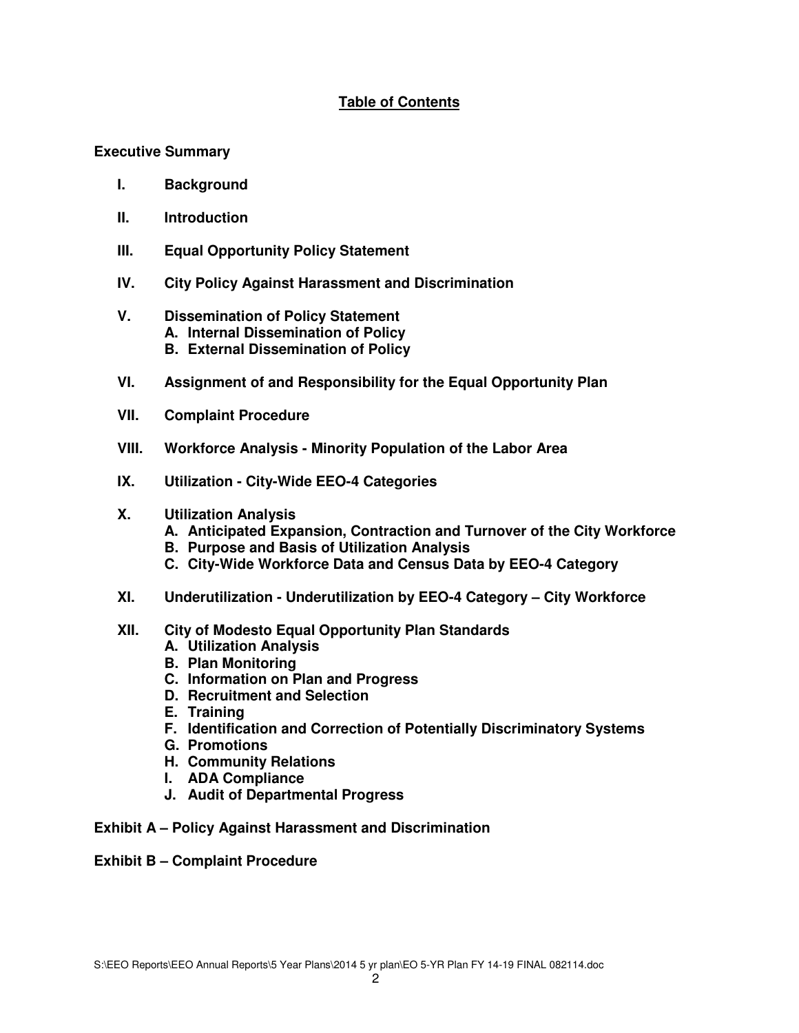## Table of Contents

**Executive Summary**

- **I. Background**
- **II. Introduction**
- **III. Equal Opportunity Policy Statement**
- **IV. City Policy Against Harassment and Discrimination**
- **V. Dissemination of Policy Statement**
  - **A. Internal Dissemination of Policy**
  - **B. External Dissemination of Policy**
- **VI. Assignment of and Responsibility for the Equal Opportunity Plan**
- **VII. Complaint Procedure**
- **VIII. Workforce Analysis - Minority Population of the Labor Area**
- **IX. Utilization - City-Wide EEO-4 Categories**
- **X. Utilization Analysis**
  - **A. Anticipated Expansion, Contraction and Turnover of the City Workforce**
  - **B. Purpose and Basis of Utilization Analysis**
  - **C. City-Wide Workforce Data and Census Data by EEO-4 Category**
- **XI. Underutilization - Underutilization by EEO-4 Category – City Workforce**
- **XII. City of Modesto Equal Opportunity Plan Standards**
  - **A. Utilization Analysis**
  - **B. Plan Monitoring**
  - **C. Information on Plan and Progress**
  - **D. Recruitment and Selection**
  - **E. Training**
  - **F. Identification and Correction of Potentially Discriminatory Systems**
  - **G. Promotions**
  - **H. Community Relations**
  - **I. ADA Compliance**
  - **J. Audit of Departmental Progress**

**Exhibit A – Policy Against Harassment and Discrimination**

**Exhibit B – Complaint Procedure**

S:\EEO Reports\EEO Annual Reports\5 Year Plans\2014 5 yr plan\EO 5-YR Plan FY 14-19 FINAL 082114.doc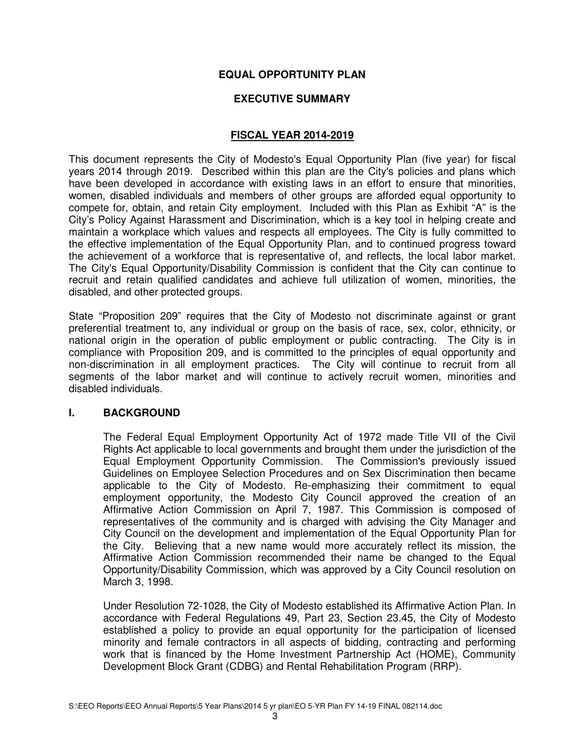# EQUAL OPPORTUNITY PLAN

## EXECUTIVE SUMMARY

## FISCAL YEAR 2014-2019

This document represents the City of Modesto's Equal Opportunity Plan (five year) for fiscal years 2014 through 2019. Described within this plan are the City's policies and plans which have been developed in accordance with existing laws in an effort to ensure that minorities, women, disabled individuals and members of other groups are afforded equal opportunity to compete for, obtain, and retain City employment. Included with this Plan as Exhibit "A" is the City's Policy Against Harassment and Discrimination, which is a key tool in helping create and maintain a workplace which values and respects all employees. The City is fully committed to the effective implementation of the Equal Opportunity Plan, and to continued progress toward the achievement of a workforce that is representative of, and reflects, the local labor market. The City's Equal Opportunity/Disability Commission is confident that the City can continue to recruit and retain qualified candidates and achieve full utilization of women, minorities, the disabled, and other protected groups.

State "Proposition 209" requires that the City of Modesto not discriminate against or grant preferential treatment to, any individual or group on the basis of race, sex, color, ethnicity, or national origin in the operation of public employment or public contracting. The City is in compliance with Proposition 209, and is committed to the principles of equal opportunity and non-discrimination in all employment practices. The City will continue to recruit from all segments of the labor market and will continue to actively recruit women, minorities and disabled individuals.

## I. BACKGROUND

The Federal Equal Employment Opportunity Act of 1972 made Title VII of the Civil Rights Act applicable to local governments and brought them under the jurisdiction of the Equal Employment Opportunity Commission. The Commission's previously issued Guidelines on Employee Selection Procedures and on Sex Discrimination then became applicable to the City of Modesto. Re-emphasizing their commitment to equal employment opportunity, the Modesto City Council approved the creation of an Affirmative Action Commission on April 7, 1987. This Commission is composed of representatives of the community and is charged with advising the City Manager and City Council on the development and implementation of the Equal Opportunity Plan for the City. Believing that a new name would more accurately reflect its mission, the Affirmative Action Commission recommended their name be changed to the Equal Opportunity/Disability Commission, which was approved by a City Council resolution on March 3, 1998.

Under Resolution 72-1028, the City of Modesto established its Affirmative Action Plan. In accordance with Federal Regulations 49, Part 23, Section 23.45, the City of Modesto established a policy to provide an equal opportunity for the participation of licensed minority and female contractors in all aspects of bidding, contracting and performing work that is financed by the Home Investment Partnership Act (HOME), Community Development Block Grant (CDBG) and Rental Rehabilitation Program (RRP).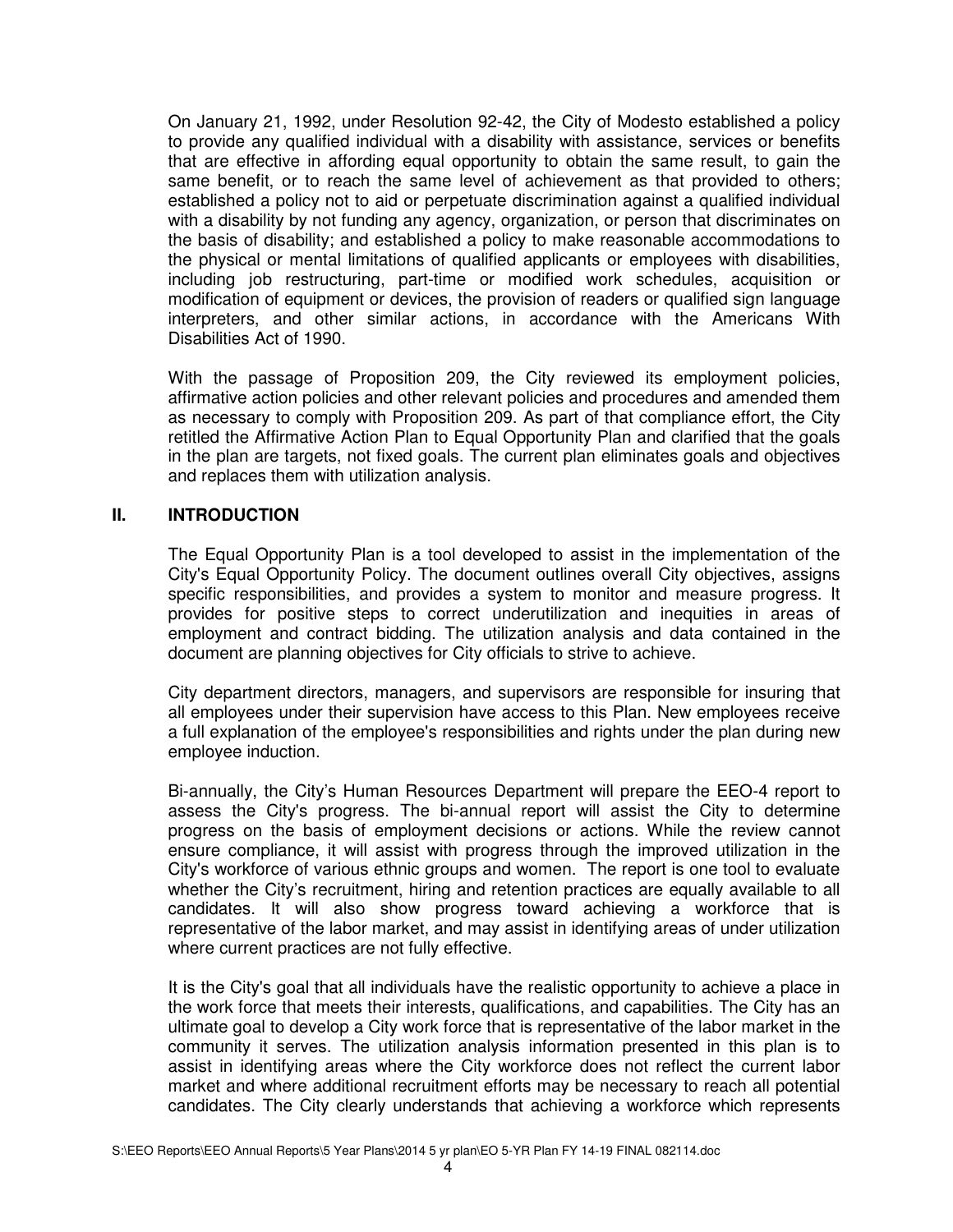On January 21, 1992, under Resolution 92-42, the City of Modesto established a policy to provide any qualified individual with a disability with assistance, services or benefits that are effective in affording equal opportunity to obtain the same result, to gain the same benefit, or to reach the same level of achievement as that provided to others; established a policy not to aid or perpetuate discrimination against a qualified individual with a disability by not funding any agency, organization, or person that discriminates on the basis of disability; and established a policy to make reasonable accommodations to the physical or mental limitations of qualified applicants or employees with disabilities, including job restructuring, part-time or modified work schedules, acquisition or modification of equipment or devices, the provision of readers or qualified sign language interpreters, and other similar actions, in accordance with the Americans With Disabilities Act of 1990.

With the passage of Proposition 209, the City reviewed its employment policies, affirmative action policies and other relevant policies and procedures and amended them as necessary to comply with Proposition 209. As part of that compliance effort, the City retitled the Affirmative Action Plan to Equal Opportunity Plan and clarified that the goals in the plan are targets, not fixed goals. The current plan eliminates goals and objectives and replaces them with utilization analysis.

## II. INTRODUCTION

The Equal Opportunity Plan is a tool developed to assist in the implementation of the City's Equal Opportunity Policy. The document outlines overall City objectives, assigns specific responsibilities, and provides a system to monitor and measure progress. It provides for positive steps to correct underutilization and inequities in areas of employment and contract bidding. The utilization analysis and data contained in the document are planning objectives for City officials to strive to achieve.

City department directors, managers, and supervisors are responsible for insuring that all employees under their supervision have access to this Plan. New employees receive a full explanation of the employee's responsibilities and rights under the plan during new employee induction.

Bi-annually, the City's Human Resources Department will prepare the EEO-4 report to assess the City's progress. The bi-annual report will assist the City to determine progress on the basis of employment decisions or actions. While the review cannot ensure compliance, it will assist with progress through the improved utilization in the City's workforce of various ethnic groups and women. The report is one tool to evaluate whether the City's recruitment, hiring and retention practices are equally available to all candidates. It will also show progress toward achieving a workforce that is representative of the labor market, and may assist in identifying areas of under utilization where current practices are not fully effective.

It is the City's goal that all individuals have the realistic opportunity to achieve a place in the work force that meets their interests, qualifications, and capabilities. The City has an ultimate goal to develop a City work force that is representative of the labor market in the community it serves. The utilization analysis information presented in this plan is to assist in identifying areas where the City workforce does not reflect the current labor market and where additional recruitment efforts may be necessary to reach all potential candidates. The City clearly understands that achieving a workforce which represents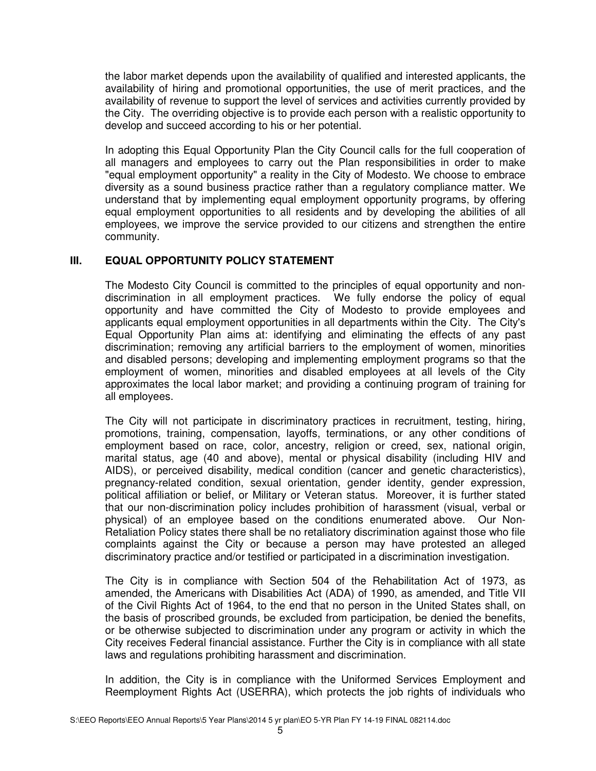the labor market depends upon the availability of qualified and interested applicants, the availability of hiring and promotional opportunities, the use of merit practices, and the availability of revenue to support the level of services and activities currently provided by the City. The overriding objective is to provide each person with a realistic opportunity to develop and succeed according to his or her potential.

In adopting this Equal Opportunity Plan the City Council calls for the full cooperation of all managers and employees to carry out the Plan responsibilities in order to make "equal employment opportunity" a reality in the City of Modesto. We choose to embrace diversity as a sound business practice rather than a regulatory compliance matter. We understand that by implementing equal employment opportunity programs, by offering equal employment opportunities to all residents and by developing the abilities of all employees, we improve the service provided to our citizens and strengthen the entire community.

## III. EQUAL OPPORTUNITY POLICY STATEMENT

The Modesto City Council is committed to the principles of equal opportunity and non-discrimination in all employment practices. We fully endorse the policy of equal opportunity and have committed the City of Modesto to provide employees and applicants equal employment opportunities in all departments within the City. The City's Equal Opportunity Plan aims at: identifying and eliminating the effects of any past discrimination; removing any artificial barriers to the employment of women, minorities and disabled persons; developing and implementing employment programs so that the employment of women, minorities and disabled employees at all levels of the City approximates the local labor market; and providing a continuing program of training for all employees.

The City will not participate in discriminatory practices in recruitment, testing, hiring, promotions, training, compensation, layoffs, terminations, or any other conditions of employment based on race, color, ancestry, religion or creed, sex, national origin, marital status, age (40 and above), mental or physical disability (including HIV and AIDS), or perceived disability, medical condition (cancer and genetic characteristics), pregnancy-related condition, sexual orientation, gender identity, gender expression, political affiliation or belief, or Military or Veteran status. Moreover, it is further stated that our non-discrimination policy includes prohibition of harassment (visual, verbal or physical) of an employee based on the conditions enumerated above. Our Non-Retaliation Policy states there shall be no retaliatory discrimination against those who file complaints against the City or because a person may have protested an alleged discriminatory practice and/or testified or participated in a discrimination investigation.

The City is in compliance with Section 504 of the Rehabilitation Act of 1973, as amended, the Americans with Disabilities Act (ADA) of 1990, as amended, and Title VII of the Civil Rights Act of 1964, to the end that no person in the United States shall, on the basis of proscribed grounds, be excluded from participation, be denied the benefits, or be otherwise subjected to discrimination under any program or activity in which the City receives Federal financial assistance. Further the City is in compliance with all state laws and regulations prohibiting harassment and discrimination.

In addition, the City is in compliance with the Uniformed Services Employment and Reemployment Rights Act (USERRA), which protects the job rights of individuals who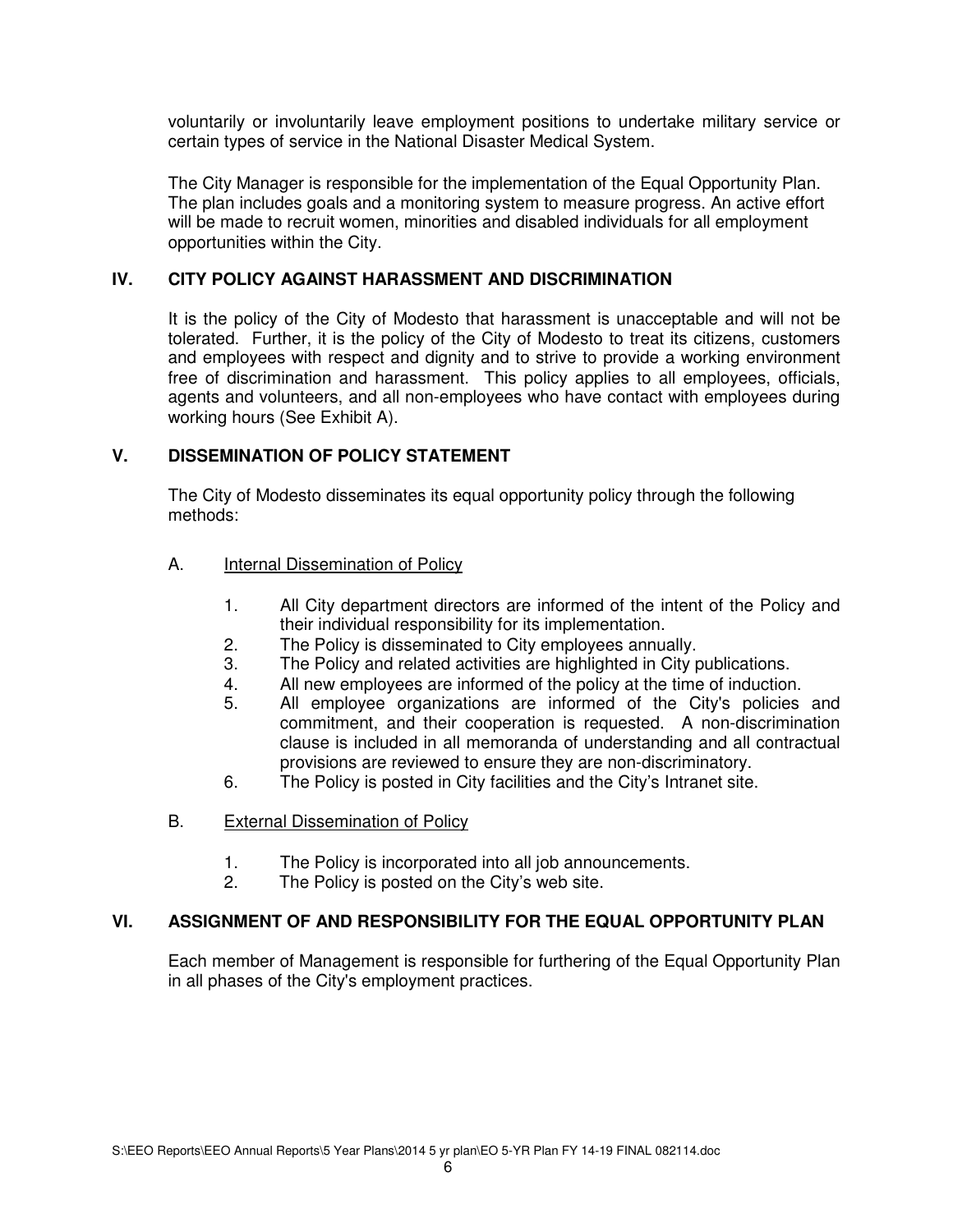voluntarily or involuntarily leave employment positions to undertake military service or certain types of service in the National Disaster Medical System.

The City Manager is responsible for the implementation of the Equal Opportunity Plan. The plan includes goals and a monitoring system to measure progress. An active effort will be made to recruit women, minorities and disabled individuals for all employment opportunities within the City.

## IV. CITY POLICY AGAINST HARASSMENT AND DISCRIMINATION

It is the policy of the City of Modesto that harassment is unacceptable and will not be tolerated. Further, it is the policy of the City of Modesto to treat its citizens, customers and employees with respect and dignity and to strive to provide a working environment free of discrimination and harassment. This policy applies to all employees, officials, agents and volunteers, and all non-employees who have contact with employees during working hours (See Exhibit A).

## V. DISSEMINATION OF POLICY STATEMENT

The City of Modesto disseminates its equal opportunity policy through the following methods:

A. Internal Dissemination of Policy

1. All City department directors are informed of the intent of the Policy and their individual responsibility for its implementation.
2. The Policy is disseminated to City employees annually.
3. The Policy and related activities are highlighted in City publications.
4. All new employees are informed of the policy at the time of induction.
5. All employee organizations are informed of the City's policies and commitment, and their cooperation is requested. A non-discrimination clause is included in all memoranda of understanding and all contractual provisions are reviewed to ensure they are non-discriminatory.
6. The Policy is posted in City facilities and the City's Intranet site.

B. External Dissemination of Policy

1. The Policy is incorporated into all job announcements.
2. The Policy is posted on the City's web site.

## VI. ASSIGNMENT OF AND RESPONSIBILITY FOR THE EQUAL OPPORTUNITY PLAN

Each member of Management is responsible for furthering of the Equal Opportunity Plan in all phases of the City's employment practices.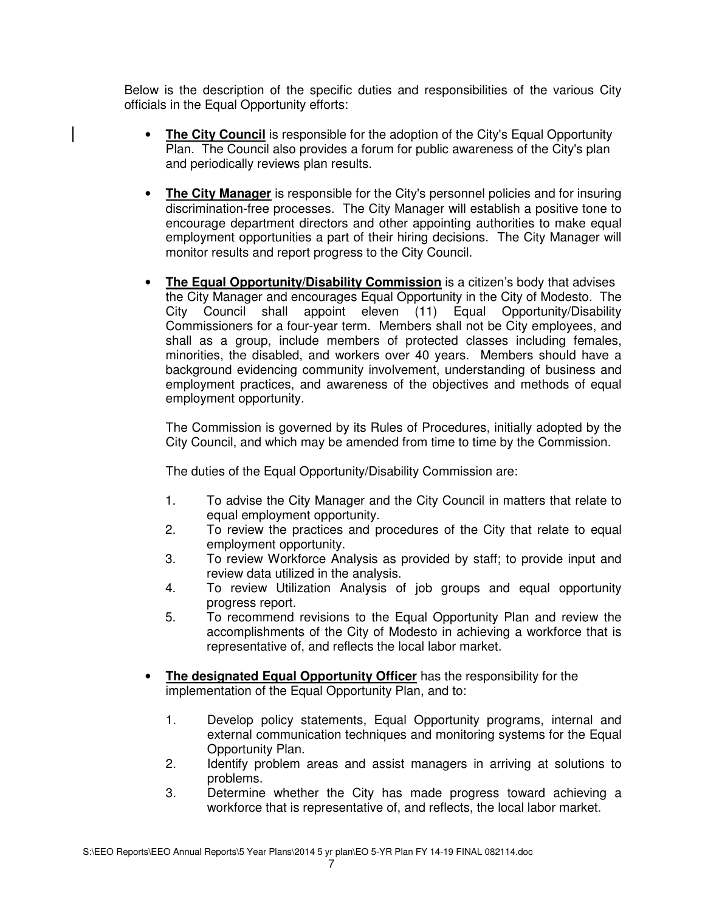Below is the description of the specific duties and responsibilities of the various City officials in the Equal Opportunity efforts:

- **The City Council** is responsible for the adoption of the City's Equal Opportunity Plan. The Council also provides a forum for public awareness of the City's plan and periodically reviews plan results.

- **The City Manager** is responsible for the City's personnel policies and for insuring discrimination-free processes. The City Manager will establish a positive tone to encourage department directors and other appointing authorities to make equal employment opportunities a part of their hiring decisions. The City Manager will monitor results and report progress to the City Council.

- **The Equal Opportunity/Disability Commission** is a citizen's body that advises the City Manager and encourages Equal Opportunity in the City of Modesto. The City Council shall appoint eleven (11) Equal Opportunity/Disability Commissioners for a four-year term. Members shall not be City employees, and shall as a group, include members of protected classes including females, minorities, the disabled, and workers over 40 years. Members should have a background evidencing community involvement, understanding of business and employment practices, and awareness of the objectives and methods of equal employment opportunity.

  The Commission is governed by its Rules of Procedures, initially adopted by the City Council, and which may be amended from time to time by the Commission.

  The duties of the Equal Opportunity/Disability Commission are:

  1. To advise the City Manager and the City Council in matters that relate to equal employment opportunity.
  2. To review the practices and procedures of the City that relate to equal employment opportunity.
  3. To review Workforce Analysis as provided by staff; to provide input and review data utilized in the analysis.
  4. To review Utilization Analysis of job groups and equal opportunity progress report.
  5. To recommend revisions to the Equal Opportunity Plan and review the accomplishments of the City of Modesto in achieving a workforce that is representative of, and reflects the local labor market.

- **The designated Equal Opportunity Officer** has the responsibility for the implementation of the Equal Opportunity Plan, and to:

  1. Develop policy statements, Equal Opportunity programs, internal and external communication techniques and monitoring systems for the Equal Opportunity Plan.
  2. Identify problem areas and assist managers in arriving at solutions to problems.
  3. Determine whether the City has made progress toward achieving a workforce that is representative of, and reflects, the local labor market.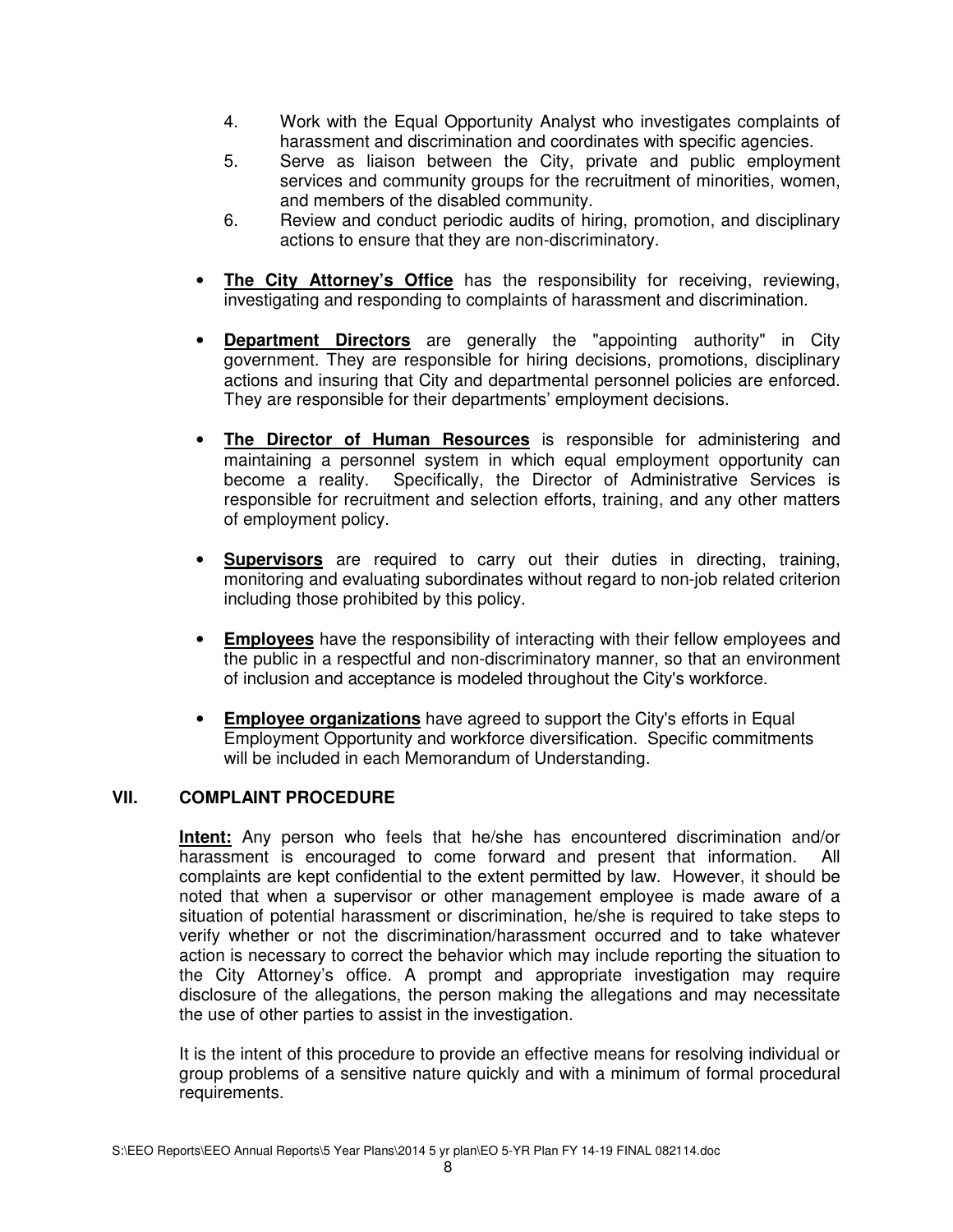4. Work with the Equal Opportunity Analyst who investigates complaints of harassment and discrimination and coordinates with specific agencies.
5. Serve as liaison between the City, private and public employment services and community groups for the recruitment of minorities, women, and members of the disabled community.
6. Review and conduct periodic audits of hiring, promotion, and disciplinary actions to ensure that they are non-discriminatory.

- **The City Attorney's Office** has the responsibility for receiving, reviewing, investigating and responding to complaints of harassment and discrimination.

- **Department Directors** are generally the "appointing authority" in City government. They are responsible for hiring decisions, promotions, disciplinary actions and insuring that City and departmental personnel policies are enforced. They are responsible for their departments' employment decisions.

- **The Director of Human Resources** is responsible for administering and maintaining a personnel system in which equal employment opportunity can become a reality. Specifically, the Director of Administrative Services is responsible for recruitment and selection efforts, training, and any other matters of employment policy.

- **Supervisors** are required to carry out their duties in directing, training, monitoring and evaluating subordinates without regard to non-job related criterion including those prohibited by this policy.

- **Employees** have the responsibility of interacting with their fellow employees and the public in a respectful and non-discriminatory manner, so that an environment of inclusion and acceptance is modeled throughout the City's workforce.

- **Employee organizations** have agreed to support the City's efforts in Equal Employment Opportunity and workforce diversification. Specific commitments will be included in each Memorandum of Understanding.

## VII. COMPLAINT PROCEDURE

**Intent:** Any person who feels that he/she has encountered discrimination and/or harassment is encouraged to come forward and present that information. All complaints are kept confidential to the extent permitted by law. However, it should be noted that when a supervisor or other management employee is made aware of a situation of potential harassment or discrimination, he/she is required to take steps to verify whether or not the discrimination/harassment occurred and to take whatever action is necessary to correct the behavior which may include reporting the situation to the City Attorney's office. A prompt and appropriate investigation may require disclosure of the allegations, the person making the allegations and may necessitate the use of other parties to assist in the investigation.

It is the intent of this procedure to provide an effective means for resolving individual or group problems of a sensitive nature quickly and with a minimum of formal procedural requirements.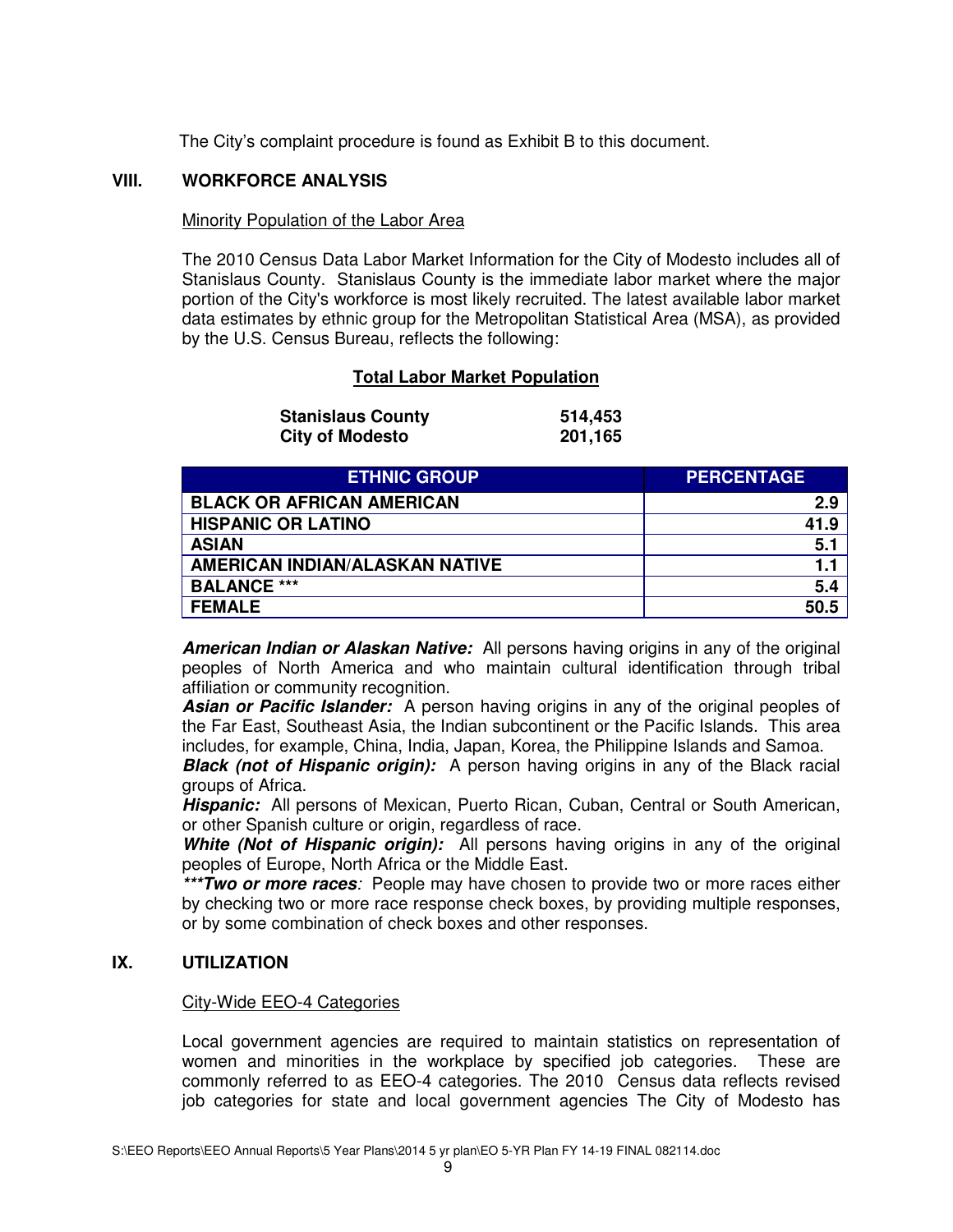The City's complaint procedure is found as Exhibit B to this document.

## VIII. WORKFORCE ANALYSIS

Minority Population of the Labor Area

The 2010 Census Data Labor Market Information for the City of Modesto includes all of Stanislaus County. Stanislaus County is the immediate labor market where the major portion of the City's workforce is most likely recruited. The latest available labor market data estimates by ethnic group for the Metropolitan Statistical Area (MSA), as provided by the U.S. Census Bureau, reflects the following:

**Total Labor Market Population**

| | |
|---|---|
| **Stanislaus County** | **514,453** |
| **City of Modesto** | **201,165** |

| ETHNIC GROUP | PERCENTAGE |
|---|---|
| BLACK OR AFRICAN AMERICAN | 2.9 |
| HISPANIC OR LATINO | 41.9 |
| ASIAN | 5.1 |
| AMERICAN INDIAN/ALASKAN NATIVE | 1.1 |
| BALANCE *** | 5.4 |
| FEMALE | 50.5 |

***American Indian or Alaskan Native:*** All persons having origins in any of the original peoples of North America and who maintain cultural identification through tribal affiliation or community recognition.
***Asian or Pacific Islander:*** A person having origins in any of the original peoples of the Far East, Southeast Asia, the Indian subcontinent or the Pacific Islands. This area includes, for example, China, India, Japan, Korea, the Philippine Islands and Samoa.
***Black (not of Hispanic origin):*** A person having origins in any of the Black racial groups of Africa.
***Hispanic:*** All persons of Mexican, Puerto Rican, Cuban, Central or South American, or other Spanish culture or origin, regardless of race.
***White (Not of Hispanic origin):*** All persons having origins in any of the original peoples of Europe, North Africa or the Middle East.
****\*\*\*Two or more races***: People may have chosen to provide two or more races either by checking two or more race response check boxes, by providing multiple responses, or by some combination of check boxes and other responses.

## IX. UTILIZATION

City-Wide EEO-4 Categories

Local government agencies are required to maintain statistics on representation of women and minorities in the workplace by specified job categories. These are commonly referred to as EEO-4 categories. The 2010 Census data reflects revised job categories for state and local government agencies The City of Modesto has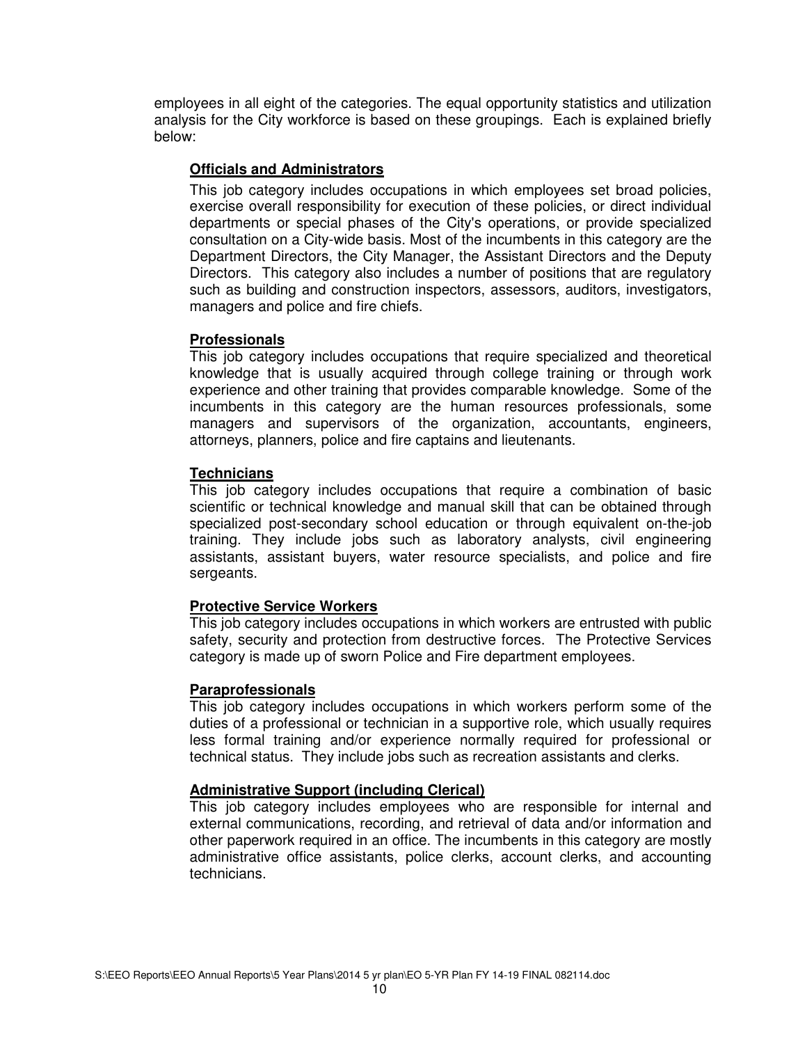employees in all eight of the categories. The equal opportunity statistics and utilization analysis for the City workforce is based on these groupings. Each is explained briefly below:

### Officials and Administrators

This job category includes occupations in which employees set broad policies, exercise overall responsibility for execution of these policies, or direct individual departments or special phases of the City's operations, or provide specialized consultation on a City-wide basis. Most of the incumbents in this category are the Department Directors, the City Manager, the Assistant Directors and the Deputy Directors. This category also includes a number of positions that are regulatory such as building and construction inspectors, assessors, auditors, investigators, managers and police and fire chiefs.

### Professionals

This job category includes occupations that require specialized and theoretical knowledge that is usually acquired through college training or through work experience and other training that provides comparable knowledge. Some of the incumbents in this category are the human resources professionals, some managers and supervisors of the organization, accountants, engineers, attorneys, planners, police and fire captains and lieutenants.

### Technicians

This job category includes occupations that require a combination of basic scientific or technical knowledge and manual skill that can be obtained through specialized post-secondary school education or through equivalent on-the-job training. They include jobs such as laboratory analysts, civil engineering assistants, assistant buyers, water resource specialists, and police and fire sergeants.

### Protective Service Workers

This job category includes occupations in which workers are entrusted with public safety, security and protection from destructive forces. The Protective Services category is made up of sworn Police and Fire department employees.

### Paraprofessionals

This job category includes occupations in which workers perform some of the duties of a professional or technician in a supportive role, which usually requires less formal training and/or experience normally required for professional or technical status. They include jobs such as recreation assistants and clerks.

### Administrative Support (including Clerical)

This job category includes employees who are responsible for internal and external communications, recording, and retrieval of data and/or information and other paperwork required in an office. The incumbents in this category are mostly administrative office assistants, police clerks, account clerks, and accounting technicians.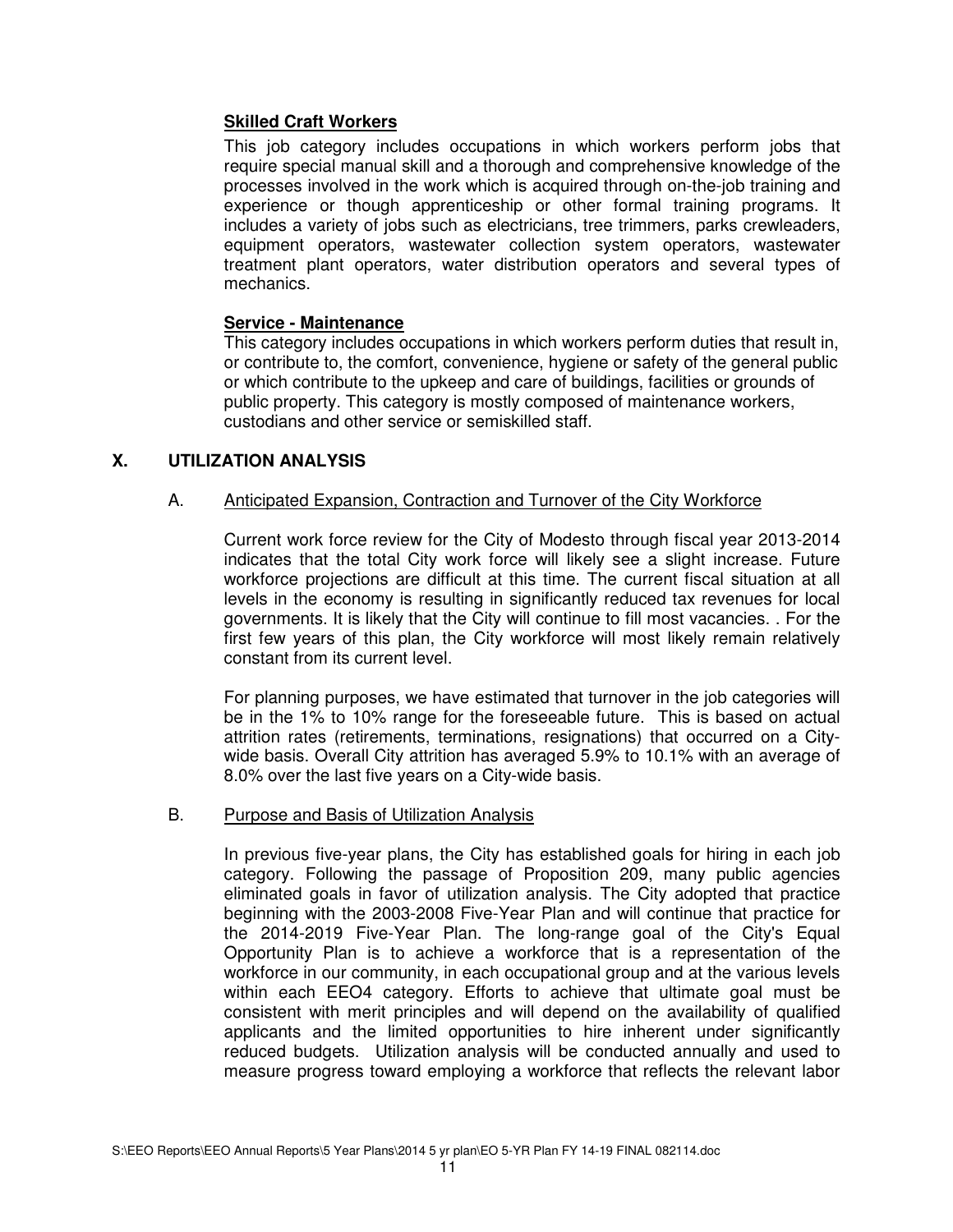**Skilled Craft Workers**

This job category includes occupations in which workers perform jobs that require special manual skill and a thorough and comprehensive knowledge of the processes involved in the work which is acquired through on-the-job training and experience or though apprenticeship or other formal training programs. It includes a variety of jobs such as electricians, tree trimmers, parks crewleaders, equipment operators, wastewater collection system operators, wastewater treatment plant operators, water distribution operators and several types of mechanics.

**Service - Maintenance**

This category includes occupations in which workers perform duties that result in, or contribute to, the comfort, convenience, hygiene or safety of the general public or which contribute to the upkeep and care of buildings, facilities or grounds of public property. This category is mostly composed of maintenance workers, custodians and other service or semiskilled staff.

## X. UTILIZATION ANALYSIS

### A. Anticipated Expansion, Contraction and Turnover of the City Workforce

Current work force review for the City of Modesto through fiscal year 2013-2014 indicates that the total City work force will likely see a slight increase. Future workforce projections are difficult at this time. The current fiscal situation at all levels in the economy is resulting in significantly reduced tax revenues for local governments. It is likely that the City will continue to fill most vacancies. . For the first few years of this plan, the City workforce will most likely remain relatively constant from its current level.

For planning purposes, we have estimated that turnover in the job categories will be in the 1% to 10% range for the foreseeable future. This is based on actual attrition rates (retirements, terminations, resignations) that occurred on a City-wide basis. Overall City attrition has averaged 5.9% to 10.1% with an average of 8.0% over the last five years on a City-wide basis.

### B. Purpose and Basis of Utilization Analysis

In previous five-year plans, the City has established goals for hiring in each job category. Following the passage of Proposition 209, many public agencies eliminated goals in favor of utilization analysis. The City adopted that practice beginning with the 2003-2008 Five-Year Plan and will continue that practice for the 2014-2019 Five-Year Plan. The long-range goal of the City's Equal Opportunity Plan is to achieve a workforce that is a representation of the workforce in our community, in each occupational group and at the various levels within each EEO4 category. Efforts to achieve that ultimate goal must be consistent with merit principles and will depend on the availability of qualified applicants and the limited opportunities to hire inherent under significantly reduced budgets. Utilization analysis will be conducted annually and used to measure progress toward employing a workforce that reflects the relevant labor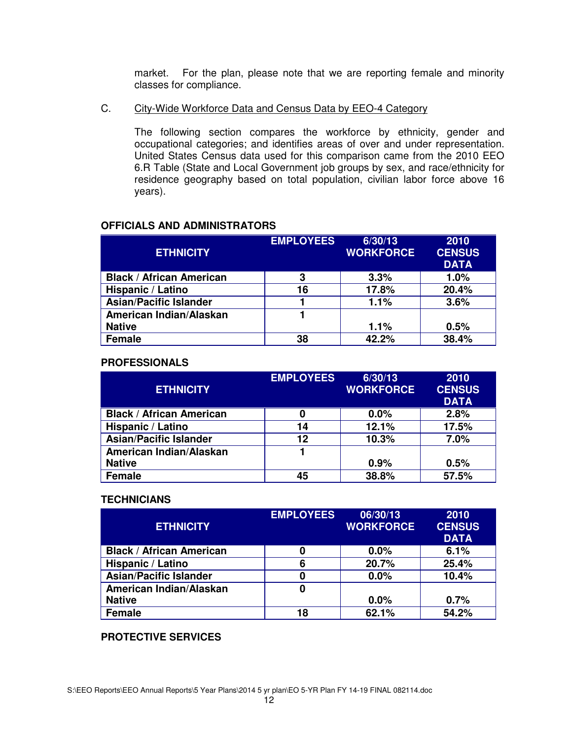market. For the plan, please note that we are reporting female and minority classes for compliance.

C. City-Wide Workforce Data and Census Data by EEO-4 Category

The following section compares the workforce by ethnicity, gender and occupational categories; and identifies areas of over and under representation. United States Census data used for this comparison came from the 2010 EEO 6.R Table (State and Local Government job groups by sex, and race/ethnicity for residence geography based on total population, civilian labor force above 16 years).

**OFFICIALS AND ADMINISTRATORS**

| ETHNICITY | EMPLOYEES | 6/30/13 WORKFORCE | 2010 CENSUS DATA |
|---|---|---|---|
| Black / African American | 3 | 3.3% | 1.0% |
| Hispanic / Latino | 16 | 17.8% | 20.4% |
| Asian/Pacific Islander | 1 | 1.1% | 3.6% |
| American Indian/Alaskan Native | 1 | 1.1% | 0.5% |
| Female | 38 | 42.2% | 38.4% |

**PROFESSIONALS**

| ETHNICITY | EMPLOYEES | 6/30/13 WORKFORCE | 2010 CENSUS DATA |
|---|---|---|---|
| Black / African American | 0 | 0.0% | 2.8% |
| Hispanic / Latino | 14 | 12.1% | 17.5% |
| Asian/Pacific Islander | 12 | 10.3% | 7.0% |
| American Indian/Alaskan Native | 1 | 0.9% | 0.5% |
| Female | 45 | 38.8% | 57.5% |

**TECHNICIANS**

| ETHNICITY | EMPLOYEES | 06/30/13 WORKFORCE | 2010 CENSUS DATA |
|---|---|---|---|
| Black / African American | 0 | 0.0% | 6.1% |
| Hispanic / Latino | 6 | 20.7% | 25.4% |
| Asian/Pacific Islander | 0 | 0.0% | 10.4% |
| American Indian/Alaskan Native | 0 | 0.0% | 0.7% |
| Female | 18 | 62.1% | 54.2% |

**PROTECTIVE SERVICES**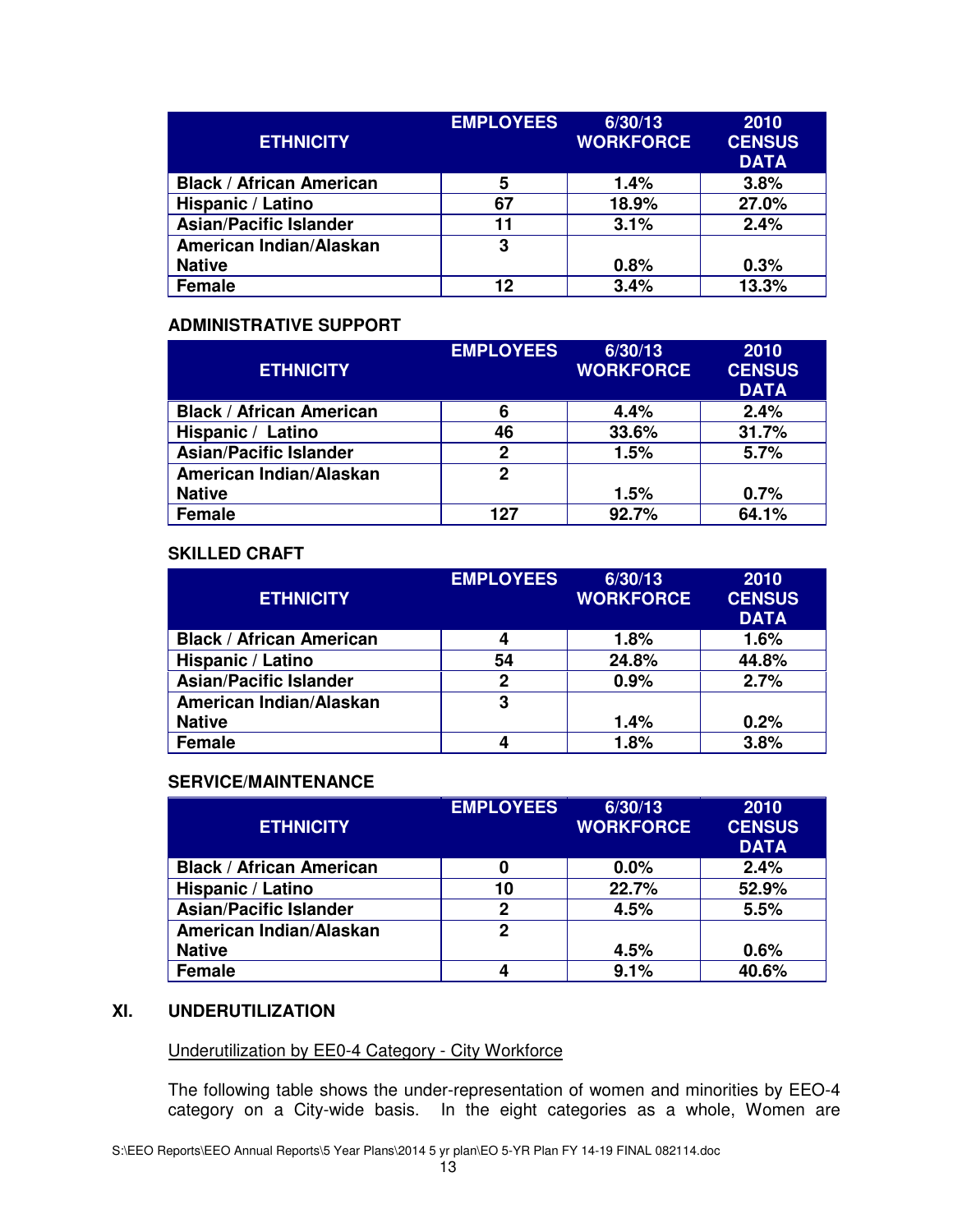| ETHNICITY | EMPLOYEES | 6/30/13 WORKFORCE | 2010 CENSUS DATA |
|---|---|---|---|
| Black / African American | 5 | 1.4% | 3.8% |
| Hispanic / Latino | 67 | 18.9% | 27.0% |
| Asian/Pacific Islander | 11 | 3.1% | 2.4% |
| American Indian/Alaskan Native | 3 | 0.8% | 0.3% |
| Female | 12 | 3.4% | 13.3% |

**ADMINISTRATIVE SUPPORT**

| ETHNICITY | EMPLOYEES | 6/30/13 WORKFORCE | 2010 CENSUS DATA |
|---|---|---|---|
| Black / African American | 6 | 4.4% | 2.4% |
| Hispanic / Latino | 46 | 33.6% | 31.7% |
| Asian/Pacific Islander | 2 | 1.5% | 5.7% |
| American Indian/Alaskan Native | 2 | 1.5% | 0.7% |
| Female | 127 | 92.7% | 64.1% |

**SKILLED CRAFT**

| ETHNICITY | EMPLOYEES | 6/30/13 WORKFORCE | 2010 CENSUS DATA |
|---|---|---|---|
| Black / African American | 4 | 1.8% | 1.6% |
| Hispanic / Latino | 54 | 24.8% | 44.8% |
| Asian/Pacific Islander | 2 | 0.9% | 2.7% |
| American Indian/Alaskan Native | 3 | 1.4% | 0.2% |
| Female | 4 | 1.8% | 3.8% |

**SERVICE/MAINTENANCE**

| ETHNICITY | EMPLOYEES | 6/30/13 WORKFORCE | 2010 CENSUS DATA |
|---|---|---|---|
| Black / African American | 0 | 0.0% | 2.4% |
| Hispanic / Latino | 10 | 22.7% | 52.9% |
| Asian/Pacific Islander | 2 | 4.5% | 5.5% |
| American Indian/Alaskan Native | 2 | 4.5% | 0.6% |
| Female | 4 | 9.1% | 40.6% |

## XI. UNDERUTILIZATION

Underutilization by EE0-4 Category - City Workforce

The following table shows the under-representation of women and minorities by EEO-4 category on a City-wide basis. In the eight categories as a whole, Women are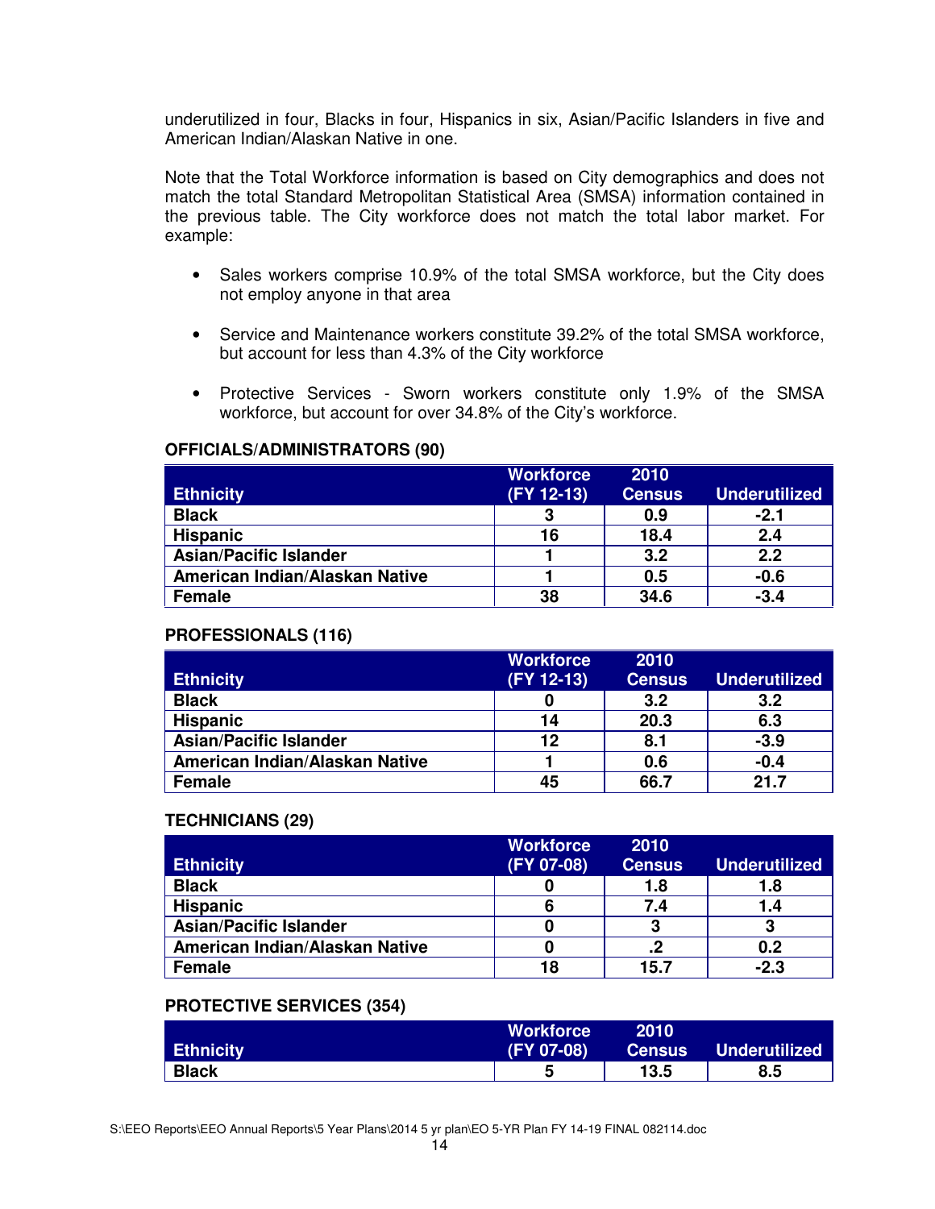underutilized in four, Blacks in four, Hispanics in six, Asian/Pacific Islanders in five and American Indian/Alaskan Native in one.

Note that the Total Workforce information is based on City demographics and does not match the total Standard Metropolitan Statistical Area (SMSA) information contained in the previous table. The City workforce does not match the total labor market. For example:

- Sales workers comprise 10.9% of the total SMSA workforce, but the City does not employ anyone in that area
- Service and Maintenance workers constitute 39.2% of the total SMSA workforce, but account for less than 4.3% of the City workforce
- Protective Services - Sworn workers constitute only 1.9% of the SMSA workforce, but account for over 34.8% of the City's workforce.

**OFFICIALS/ADMINISTRATORS (90)**

| Ethnicity | Workforce (FY 12-13) | 2010 Census | Underutilized |
|---|---|---|---|
| Black | 3 | 0.9 | -2.1 |
| Hispanic | 16 | 18.4 | 2.4 |
| Asian/Pacific Islander | 1 | 3.2 | 2.2 |
| American Indian/Alaskan Native | 1 | 0.5 | -0.6 |
| Female | 38 | 34.6 | -3.4 |

**PROFESSIONALS (116)**

| Ethnicity | Workforce (FY 12-13) | 2010 Census | Underutilized |
|---|---|---|---|
| Black | 0 | 3.2 | 3.2 |
| Hispanic | 14 | 20.3 | 6.3 |
| Asian/Pacific Islander | 12 | 8.1 | -3.9 |
| American Indian/Alaskan Native | 1 | 0.6 | -0.4 |
| Female | 45 | 66.7 | 21.7 |

**TECHNICIANS (29)**

| Ethnicity | Workforce (FY 07-08) | 2010 Census | Underutilized |
|---|---|---|---|
| Black | 0 | 1.8 | 1.8 |
| Hispanic | 6 | 7.4 | 1.4 |
| Asian/Pacific Islander | 0 | 3 | 3 |
| American Indian/Alaskan Native | 0 | .2 | 0.2 |
| Female | 18 | 15.7 | -2.3 |

**PROTECTIVE SERVICES (354)**

| Ethnicity | Workforce (FY 07-08) | 2010 Census | Underutilized |
|---|---|---|---|
| Black | 5 | 13.5 | 8.5 |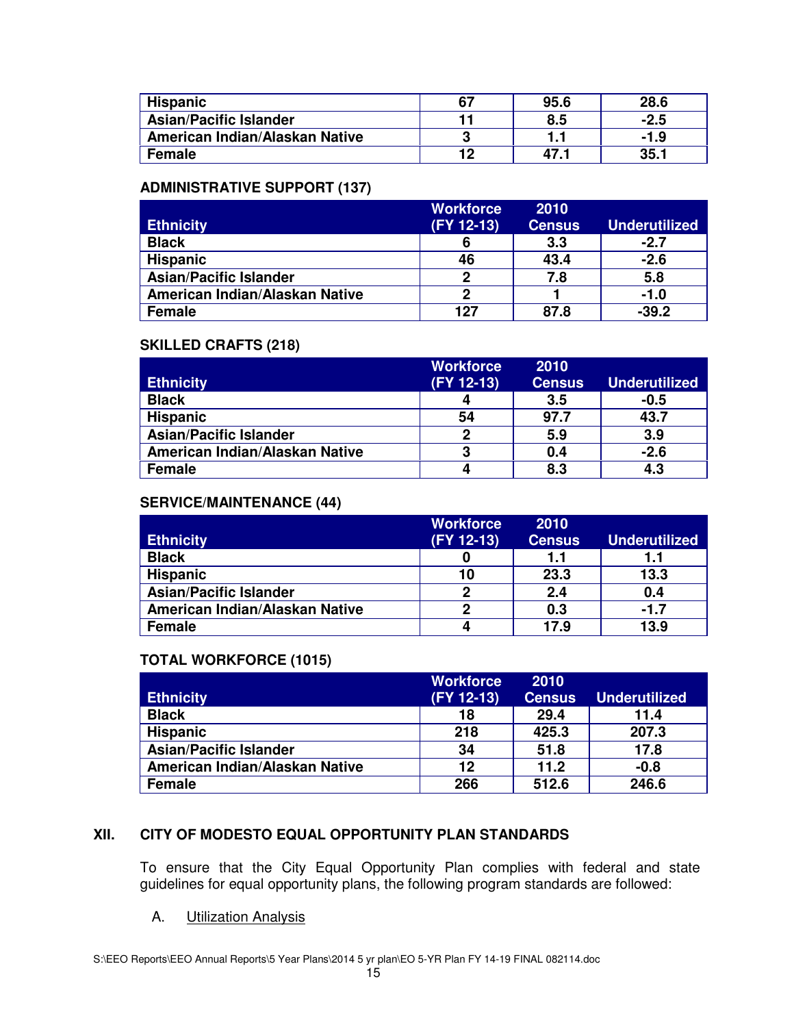| | | | |
|---|---|---|---|
| Hispanic | 67 | 95.6 | 28.6 |
| Asian/Pacific Islander | 11 | 8.5 | -2.5 |
| American Indian/Alaskan Native | 3 | 1.1 | -1.9 |
| Female | 12 | 47.1 | 35.1 |

**ADMINISTRATIVE SUPPORT (137)**

| Ethnicity | Workforce (FY 12-13) | 2010 Census | Underutilized |
|---|---|---|---|
| Black | 6 | 3.3 | -2.7 |
| Hispanic | 46 | 43.4 | -2.6 |
| Asian/Pacific Islander | 2 | 7.8 | 5.8 |
| American Indian/Alaskan Native | 2 | 1 | -1.0 |
| Female | 127 | 87.8 | -39.2 |

**SKILLED CRAFTS (218)**

| Ethnicity | Workforce (FY 12-13) | 2010 Census | Underutilized |
|---|---|---|---|
| Black | 4 | 3.5 | -0.5 |
| Hispanic | 54 | 97.7 | 43.7 |
| Asian/Pacific Islander | 2 | 5.9 | 3.9 |
| American Indian/Alaskan Native | 3 | 0.4 | -2.6 |
| Female | 4 | 8.3 | 4.3 |

**SERVICE/MAINTENANCE (44)**

| Ethnicity | Workforce (FY 12-13) | 2010 Census | Underutilized |
|---|---|---|---|
| Black | 0 | 1.1 | 1.1 |
| Hispanic | 10 | 23.3 | 13.3 |
| Asian/Pacific Islander | 2 | 2.4 | 0.4 |
| American Indian/Alaskan Native | 2 | 0.3 | -1.7 |
| Female | 4 | 17.9 | 13.9 |

**TOTAL WORKFORCE (1015)**

| Ethnicity | Workforce (FY 12-13) | 2010 Census | Underutilized |
|---|---|---|---|
| Black | 18 | 29.4 | 11.4 |
| Hispanic | 218 | 425.3 | 207.3 |
| Asian/Pacific Islander | 34 | 51.8 | 17.8 |
| American Indian/Alaskan Native | 12 | 11.2 | -0.8 |
| Female | 266 | 512.6 | 246.6 |

## XII. CITY OF MODESTO EQUAL OPPORTUNITY PLAN STANDARDS

To ensure that the City Equal Opportunity Plan complies with federal and state guidelines for equal opportunity plans, the following program standards are followed:

A. Utilization Analysis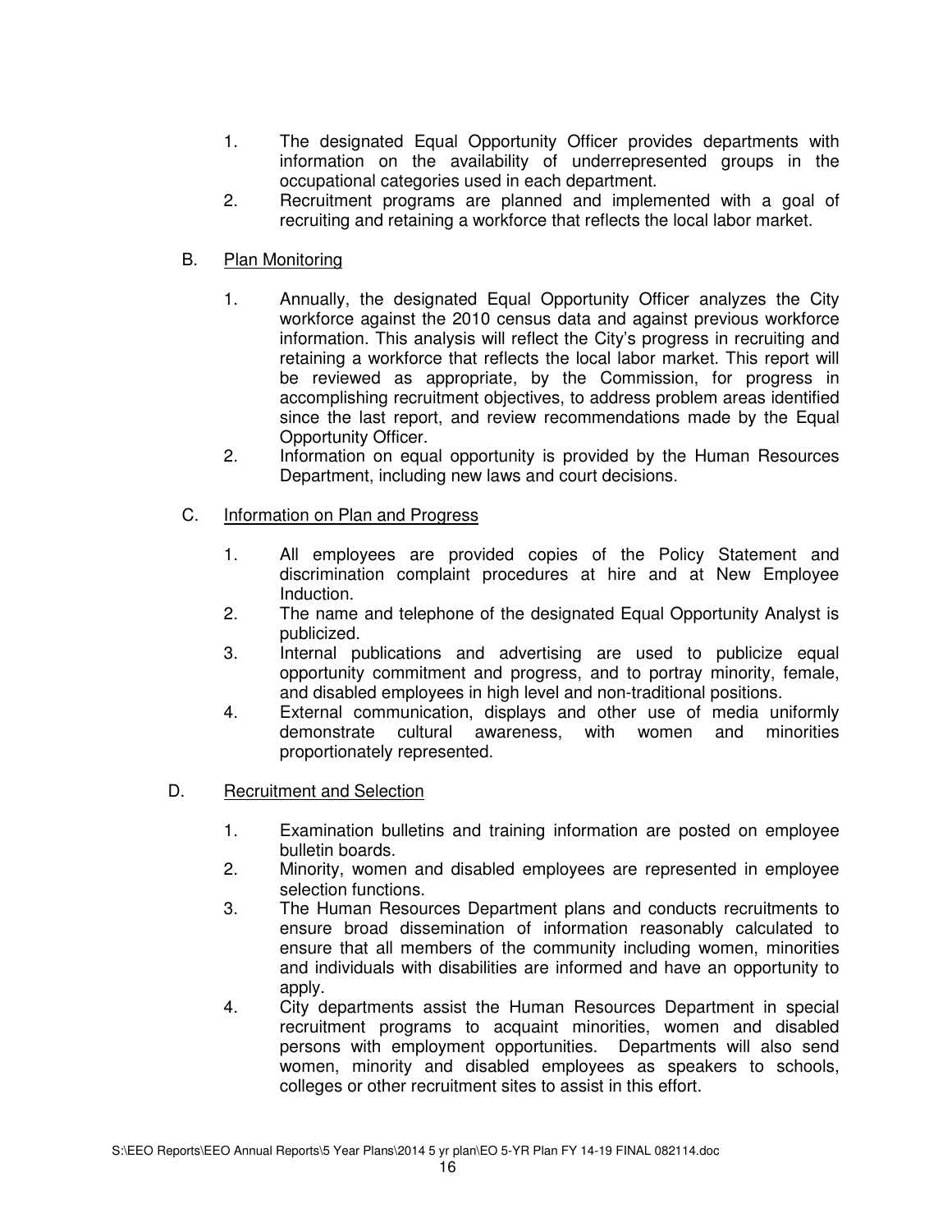1. The designated Equal Opportunity Officer provides departments with information on the availability of underrepresented groups in the occupational categories used in each department.
2. Recruitment programs are planned and implemented with a goal of recruiting and retaining a workforce that reflects the local labor market.

B. Plan Monitoring

1. Annually, the designated Equal Opportunity Officer analyzes the City workforce against the 2010 census data and against previous workforce information. This analysis will reflect the City's progress in recruiting and retaining a workforce that reflects the local labor market. This report will be reviewed as appropriate, by the Commission, for progress in accomplishing recruitment objectives, to address problem areas identified since the last report, and review recommendations made by the Equal Opportunity Officer.
2. Information on equal opportunity is provided by the Human Resources Department, including new laws and court decisions.

C. Information on Plan and Progress

1. All employees are provided copies of the Policy Statement and discrimination complaint procedures at hire and at New Employee Induction.
2. The name and telephone of the designated Equal Opportunity Analyst is publicized.
3. Internal publications and advertising are used to publicize equal opportunity commitment and progress, and to portray minority, female, and disabled employees in high level and non-traditional positions.
4. External communication, displays and other use of media uniformly demonstrate cultural awareness, with women and minorities proportionately represented.

D. Recruitment and Selection

1. Examination bulletins and training information are posted on employee bulletin boards.
2. Minority, women and disabled employees are represented in employee selection functions.
3. The Human Resources Department plans and conducts recruitments to ensure broad dissemination of information reasonably calculated to ensure that all members of the community including women, minorities and individuals with disabilities are informed and have an opportunity to apply.
4. City departments assist the Human Resources Department in special recruitment programs to acquaint minorities, women and disabled persons with employment opportunities. Departments will also send women, minority and disabled employees as speakers to schools, colleges or other recruitment sites to assist in this effort.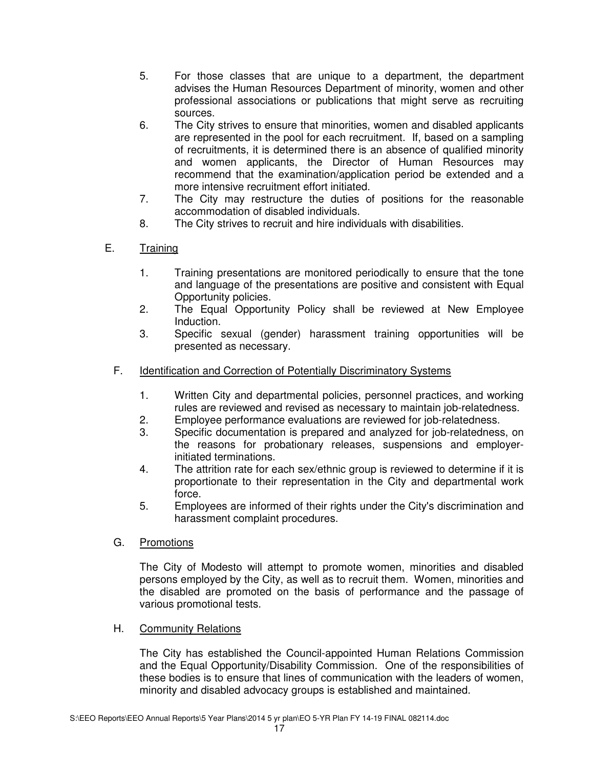5. For those classes that are unique to a department, the department advises the Human Resources Department of minority, women and other professional associations or publications that might serve as recruiting sources.
6. The City strives to ensure that minorities, women and disabled applicants are represented in the pool for each recruitment. If, based on a sampling of recruitments, it is determined there is an absence of qualified minority and women applicants, the Director of Human Resources may recommend that the examination/application period be extended and a more intensive recruitment effort initiated.
7. The City may restructure the duties of positions for the reasonable accommodation of disabled individuals.
8. The City strives to recruit and hire individuals with disabilities.

E. Training

1. Training presentations are monitored periodically to ensure that the tone and language of the presentations are positive and consistent with Equal Opportunity policies.
2. The Equal Opportunity Policy shall be reviewed at New Employee Induction.
3. Specific sexual (gender) harassment training opportunities will be presented as necessary.

F. Identification and Correction of Potentially Discriminatory Systems

1. Written City and departmental policies, personnel practices, and working rules are reviewed and revised as necessary to maintain job-relatedness.
2. Employee performance evaluations are reviewed for job-relatedness.
3. Specific documentation is prepared and analyzed for job-relatedness, on the reasons for probationary releases, suspensions and employer-initiated terminations.
4. The attrition rate for each sex/ethnic group is reviewed to determine if it is proportionate to their representation in the City and departmental work force.
5. Employees are informed of their rights under the City's discrimination and harassment complaint procedures.

G. Promotions

The City of Modesto will attempt to promote women, minorities and disabled persons employed by the City, as well as to recruit them. Women, minorities and the disabled are promoted on the basis of performance and the passage of various promotional tests.

H. Community Relations

The City has established the Council-appointed Human Relations Commission and the Equal Opportunity/Disability Commission. One of the responsibilities of these bodies is to ensure that lines of communication with the leaders of women, minority and disabled advocacy groups is established and maintained.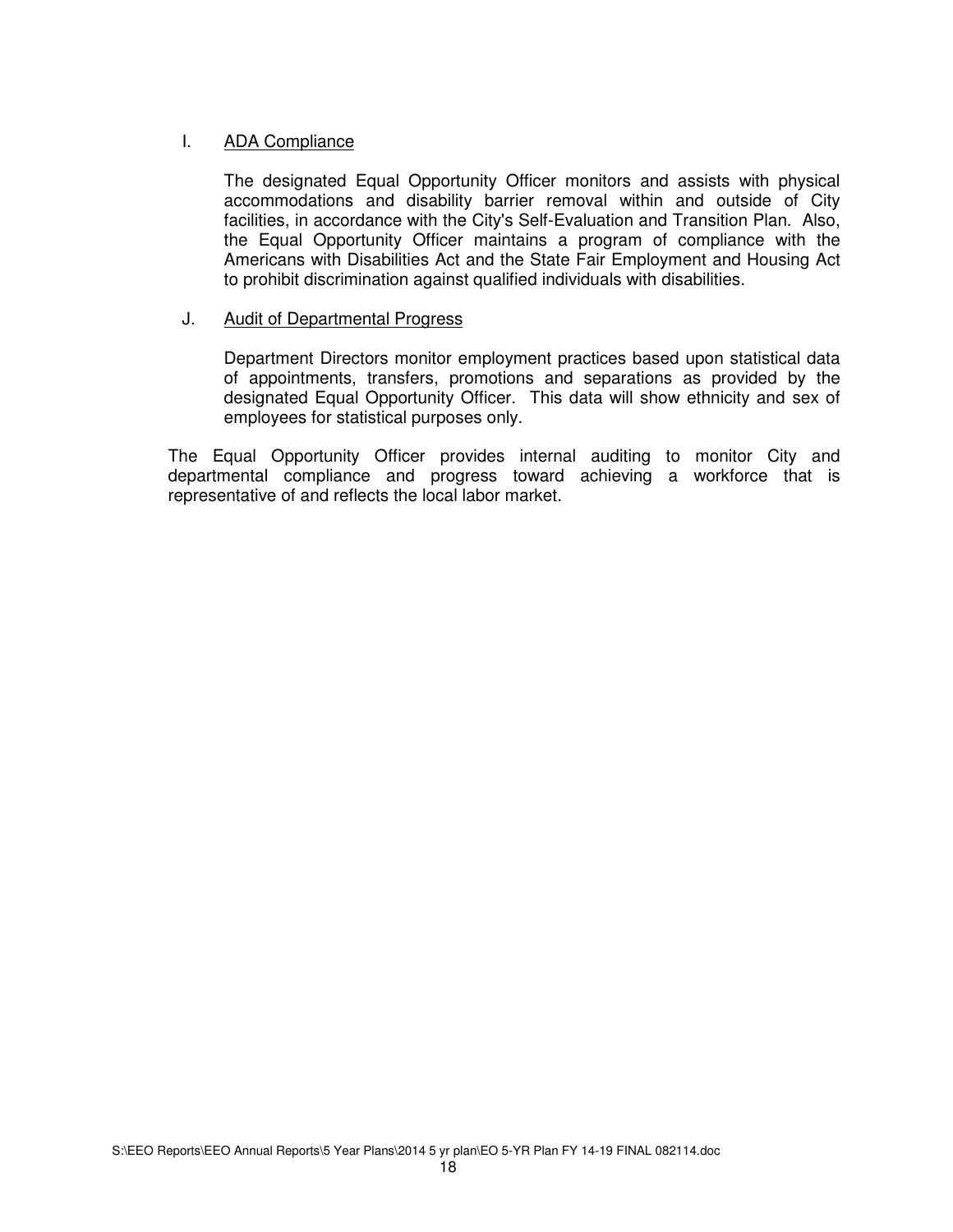I. <u>ADA Compliance</u>

The designated Equal Opportunity Officer monitors and assists with physical accommodations and disability barrier removal within and outside of City facilities, in accordance with the City's Self-Evaluation and Transition Plan. Also, the Equal Opportunity Officer maintains a program of compliance with the Americans with Disabilities Act and the State Fair Employment and Housing Act to prohibit discrimination against qualified individuals with disabilities.

J. <u>Audit of Departmental Progress</u>

Department Directors monitor employment practices based upon statistical data of appointments, transfers, promotions and separations as provided by the designated Equal Opportunity Officer. This data will show ethnicity and sex of employees for statistical purposes only.

The Equal Opportunity Officer provides internal auditing to monitor City and departmental compliance and progress toward achieving a workforce that is representative of and reflects the local labor market.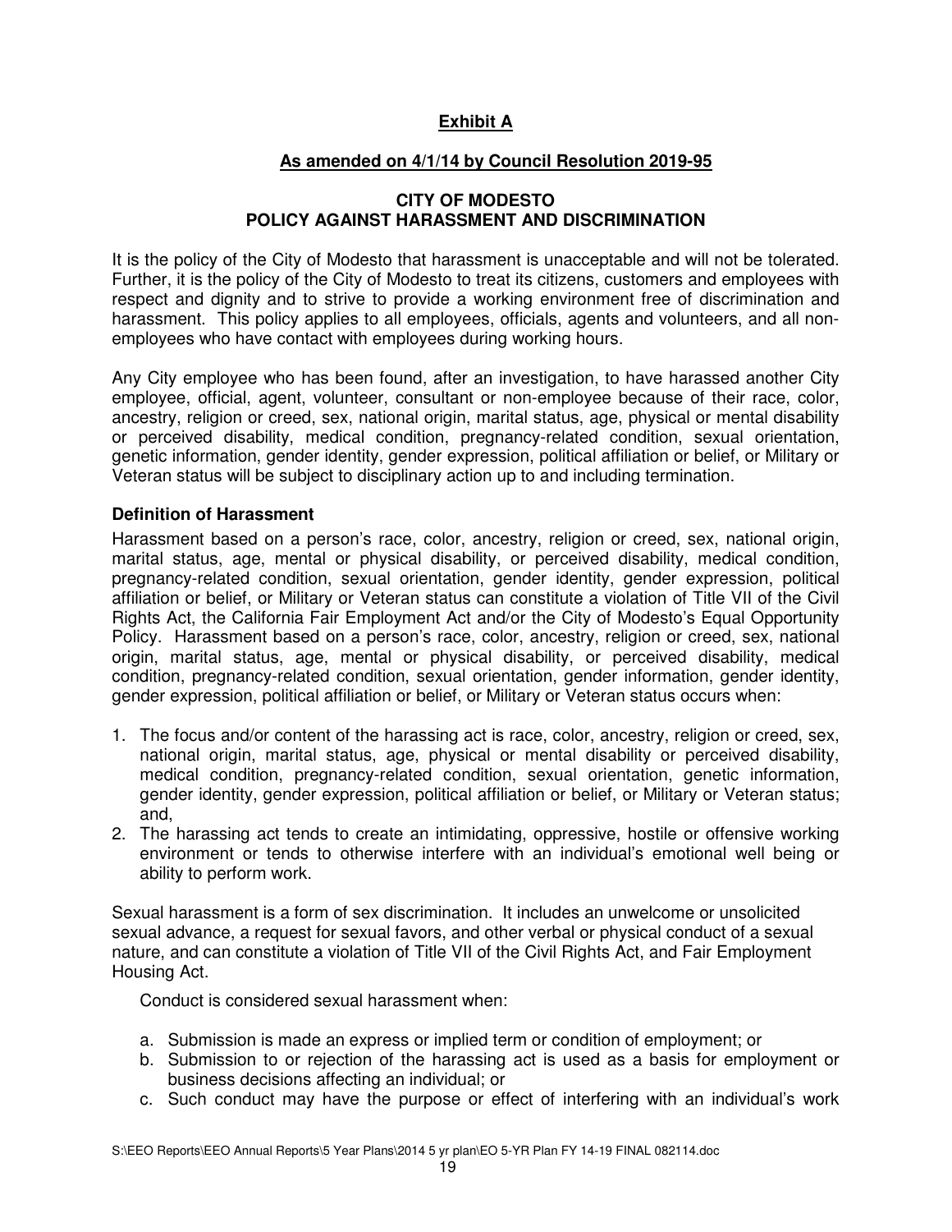**Exhibit A**

**As amended on 4/1/14 by Council Resolution 2019-95**

**CITY OF MODESTO**
**POLICY AGAINST HARASSMENT AND DISCRIMINATION**

It is the policy of the City of Modesto that harassment is unacceptable and will not be tolerated. Further, it is the policy of the City of Modesto to treat its citizens, customers and employees with respect and dignity and to strive to provide a working environment free of discrimination and harassment. This policy applies to all employees, officials, agents and volunteers, and all non-employees who have contact with employees during working hours.

Any City employee who has been found, after an investigation, to have harassed another City employee, official, agent, volunteer, consultant or non-employee because of their race, color, ancestry, religion or creed, sex, national origin, marital status, age, physical or mental disability or perceived disability, medical condition, pregnancy-related condition, sexual orientation, genetic information, gender identity, gender expression, political affiliation or belief, or Military or Veteran status will be subject to disciplinary action up to and including termination.

**Definition of Harassment**

Harassment based on a person's race, color, ancestry, religion or creed, sex, national origin, marital status, age, mental or physical disability, or perceived disability, medical condition, pregnancy-related condition, sexual orientation, gender identity, gender expression, political affiliation or belief, or Military or Veteran status can constitute a violation of Title VII of the Civil Rights Act, the California Fair Employment Act and/or the City of Modesto's Equal Opportunity Policy. Harassment based on a person's race, color, ancestry, religion or creed, sex, national origin, marital status, age, mental or physical disability, or perceived disability, medical condition, pregnancy-related condition, sexual orientation, gender information, gender identity, gender expression, political affiliation or belief, or Military or Veteran status occurs when:

1. The focus and/or content of the harassing act is race, color, ancestry, religion or creed, sex, national origin, marital status, age, physical or mental disability or perceived disability, medical condition, pregnancy-related condition, sexual orientation, genetic information, gender identity, gender expression, political affiliation or belief, or Military or Veteran status; and,
2. The harassing act tends to create an intimidating, oppressive, hostile or offensive working environment or tends to otherwise interfere with an individual's emotional well being or ability to perform work.

Sexual harassment is a form of sex discrimination. It includes an unwelcome or unsolicited sexual advance, a request for sexual favors, and other verbal or physical conduct of a sexual nature, and can constitute a violation of Title VII of the Civil Rights Act, and Fair Employment Housing Act.

Conduct is considered sexual harassment when:

a. Submission is made an express or implied term or condition of employment; or
b. Submission to or rejection of the harassing act is used as a basis for employment or business decisions affecting an individual; or
c. Such conduct may have the purpose or effect of interfering with an individual's work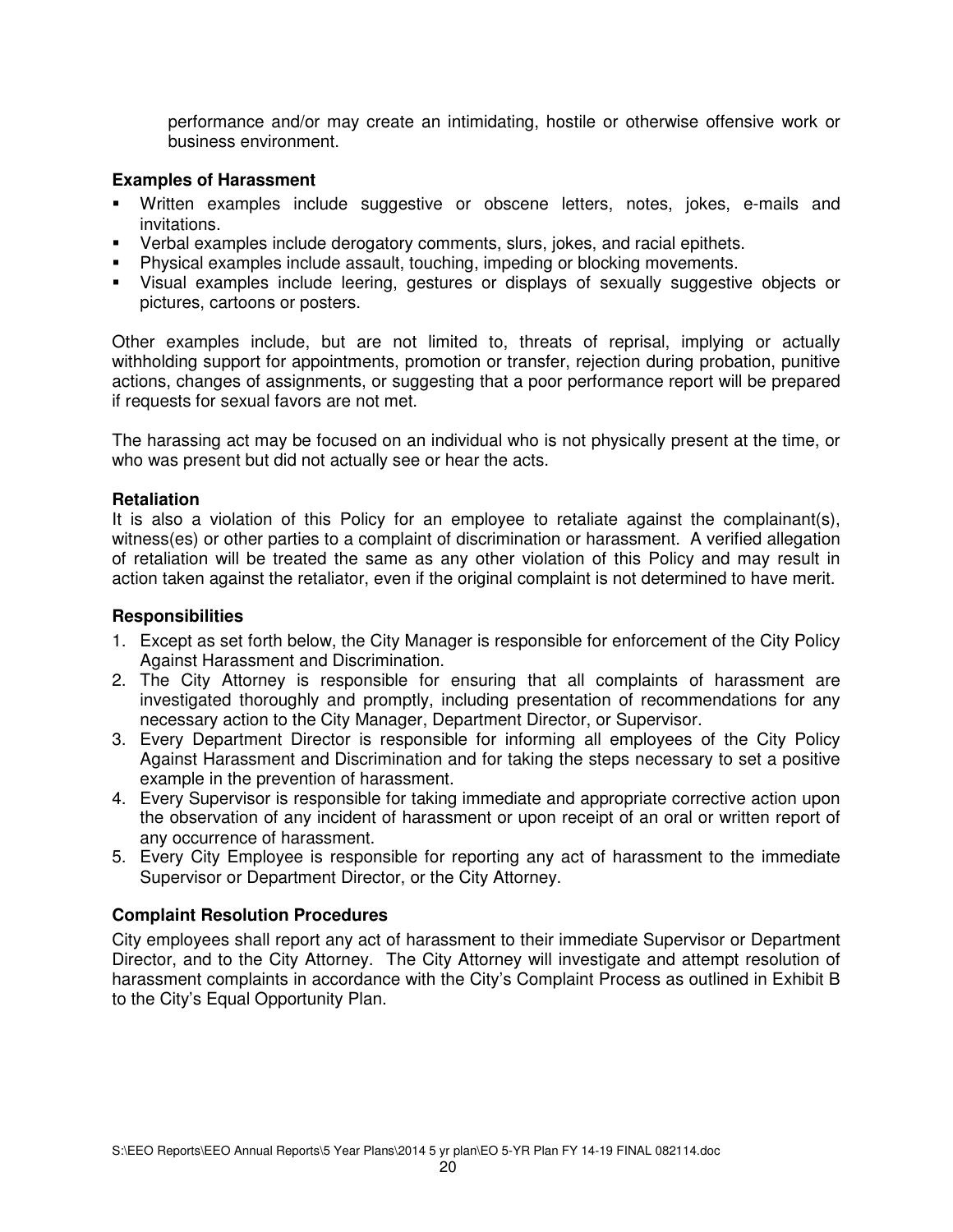performance and/or may create an intimidating, hostile or otherwise offensive work or business environment.

**Examples of Harassment**

- Written examples include suggestive or obscene letters, notes, jokes, e-mails and invitations.
- Verbal examples include derogatory comments, slurs, jokes, and racial epithets.
- Physical examples include assault, touching, impeding or blocking movements.
- Visual examples include leering, gestures or displays of sexually suggestive objects or pictures, cartoons or posters.

Other examples include, but are not limited to, threats of reprisal, implying or actually withholding support for appointments, promotion or transfer, rejection during probation, punitive actions, changes of assignments, or suggesting that a poor performance report will be prepared if requests for sexual favors are not met.

The harassing act may be focused on an individual who is not physically present at the time, or who was present but did not actually see or hear the acts.

**Retaliation**

It is also a violation of this Policy for an employee to retaliate against the complainant(s), witness(es) or other parties to a complaint of discrimination or harassment. A verified allegation of retaliation will be treated the same as any other violation of this Policy and may result in action taken against the retaliator, even if the original complaint is not determined to have merit.

**Responsibilities**

1. Except as set forth below, the City Manager is responsible for enforcement of the City Policy Against Harassment and Discrimination.
2. The City Attorney is responsible for ensuring that all complaints of harassment are investigated thoroughly and promptly, including presentation of recommendations for any necessary action to the City Manager, Department Director, or Supervisor.
3. Every Department Director is responsible for informing all employees of the City Policy Against Harassment and Discrimination and for taking the steps necessary to set a positive example in the prevention of harassment.
4. Every Supervisor is responsible for taking immediate and appropriate corrective action upon the observation of any incident of harassment or upon receipt of an oral or written report of any occurrence of harassment.
5. Every City Employee is responsible for reporting any act of harassment to the immediate Supervisor or Department Director, or the City Attorney.

**Complaint Resolution Procedures**

City employees shall report any act of harassment to their immediate Supervisor or Department Director, and to the City Attorney. The City Attorney will investigate and attempt resolution of harassment complaints in accordance with the City's Complaint Process as outlined in Exhibit B to the City's Equal Opportunity Plan.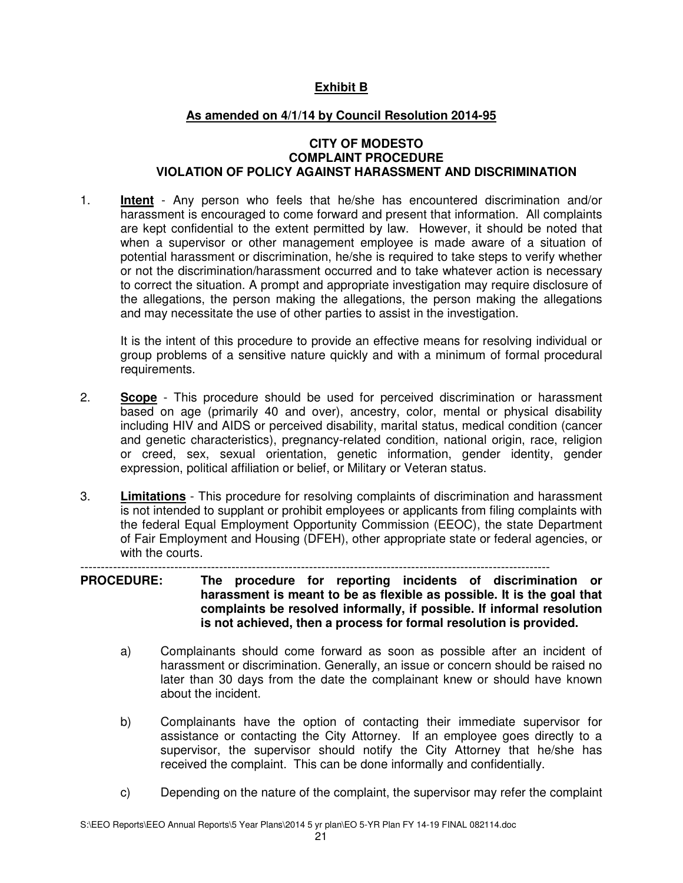**Exhibit B**

**As amended on 4/1/14 by Council Resolution 2014-95**

**CITY OF MODESTO**
**COMPLAINT PROCEDURE**
**VIOLATION OF POLICY AGAINST HARASSMENT AND DISCRIMINATION**

1. **Intent** - Any person who feels that he/she has encountered discrimination and/or harassment is encouraged to come forward and present that information. All complaints are kept confidential to the extent permitted by law. However, it should be noted that when a supervisor or other management employee is made aware of a situation of potential harassment or discrimination, he/she is required to take steps to verify whether or not the discrimination/harassment occurred and to take whatever action is necessary to correct the situation. A prompt and appropriate investigation may require disclosure of the allegations, the person making the allegations, the person making the allegations and may necessitate the use of other parties to assist in the investigation.

   It is the intent of this procedure to provide an effective means for resolving individual or group problems of a sensitive nature quickly and with a minimum of formal procedural requirements.

2. **Scope** - This procedure should be used for perceived discrimination or harassment based on age (primarily 40 and over), ancestry, color, mental or physical disability including HIV and AIDS or perceived disability, marital status, medical condition (cancer and genetic characteristics), pregnancy-related condition, national origin, race, religion or creed, sex, sexual orientation, genetic information, gender identity, gender expression, political affiliation or belief, or Military or Veteran status.

3. **Limitations** - This procedure for resolving complaints of discrimination and harassment is not intended to supplant or prohibit employees or applicants from filing complaints with the federal Equal Employment Opportunity Commission (EEOC), the state Department of Fair Employment and Housing (DFEH), other appropriate state or federal agencies, or with the courts.

---

**PROCEDURE: The procedure for reporting incidents of discrimination or harassment is meant to be as flexible as possible. It is the goal that complaints be resolved informally, if possible. If informal resolution is not achieved, then a process for formal resolution is provided.**

a) Complainants should come forward as soon as possible after an incident of harassment or discrimination. Generally, an issue or concern should be raised no later than 30 days from the date the complainant knew or should have known about the incident.

b) Complainants have the option of contacting their immediate supervisor for assistance or contacting the City Attorney. If an employee goes directly to a supervisor, the supervisor should notify the City Attorney that he/she has received the complaint. This can be done informally and confidentially.

c) Depending on the nature of the complaint, the supervisor may refer the complaint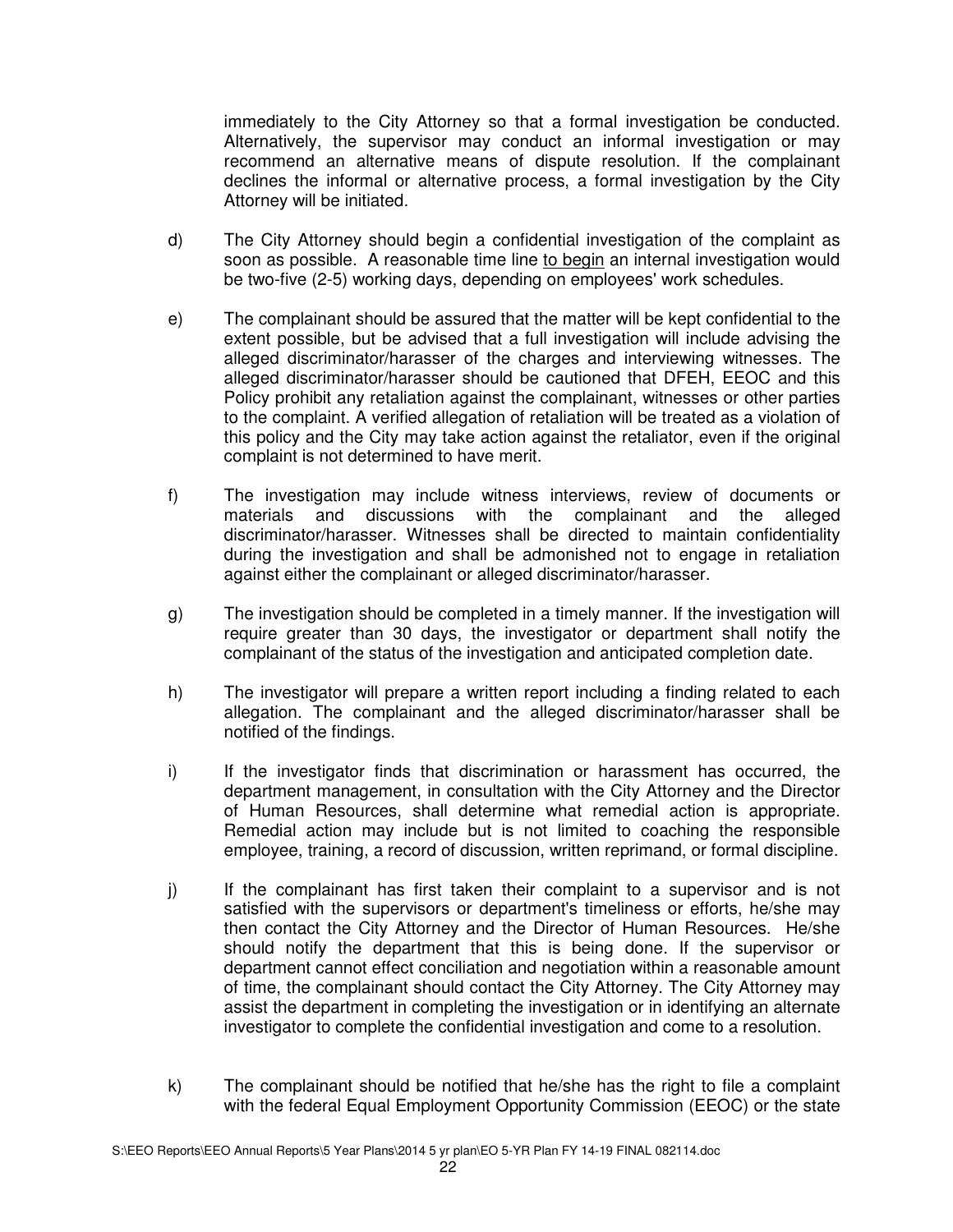immediately to the City Attorney so that a formal investigation be conducted. Alternatively, the supervisor may conduct an informal investigation or may recommend an alternative means of dispute resolution. If the complainant declines the informal or alternative process, a formal investigation by the City Attorney will be initiated.

d) The City Attorney should begin a confidential investigation of the complaint as soon as possible. A reasonable time line <u>to begin</u> an internal investigation would be two-five (2-5) working days, depending on employees' work schedules.

e) The complainant should be assured that the matter will be kept confidential to the extent possible, but be advised that a full investigation will include advising the alleged discriminator/harasser of the charges and interviewing witnesses. The alleged discriminator/harasser should be cautioned that DFEH, EEOC and this Policy prohibit any retaliation against the complainant, witnesses or other parties to the complaint. A verified allegation of retaliation will be treated as a violation of this policy and the City may take action against the retaliator, even if the original complaint is not determined to have merit.

f) The investigation may include witness interviews, review of documents or materials and discussions with the complainant and the alleged discriminator/harasser. Witnesses shall be directed to maintain confidentiality during the investigation and shall be admonished not to engage in retaliation against either the complainant or alleged discriminator/harasser.

g) The investigation should be completed in a timely manner. If the investigation will require greater than 30 days, the investigator or department shall notify the complainant of the status of the investigation and anticipated completion date.

h) The investigator will prepare a written report including a finding related to each allegation. The complainant and the alleged discriminator/harasser shall be notified of the findings.

i) If the investigator finds that discrimination or harassment has occurred, the department management, in consultation with the City Attorney and the Director of Human Resources, shall determine what remedial action is appropriate. Remedial action may include but is not limited to coaching the responsible employee, training, a record of discussion, written reprimand, or formal discipline.

j) If the complainant has first taken their complaint to a supervisor and is not satisfied with the supervisors or department's timeliness or efforts, he/she may then contact the City Attorney and the Director of Human Resources. He/she should notify the department that this is being done. If the supervisor or department cannot effect conciliation and negotiation within a reasonable amount of time, the complainant should contact the City Attorney. The City Attorney may assist the department in completing the investigation or in identifying an alternate investigator to complete the confidential investigation and come to a resolution.

k) The complainant should be notified that he/she has the right to file a complaint with the federal Equal Employment Opportunity Commission (EEOC) or the state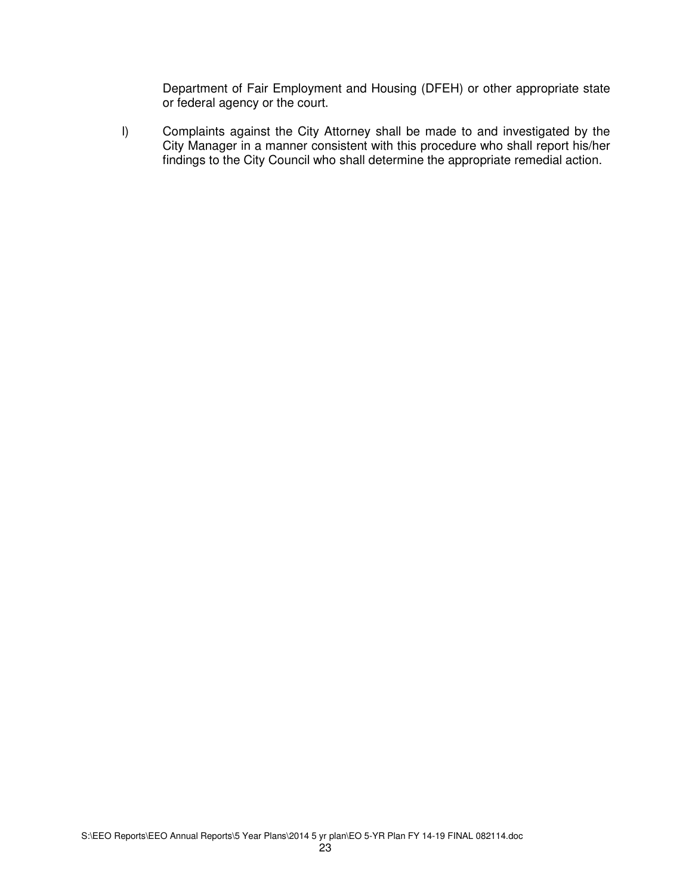Department of Fair Employment and Housing (DFEH) or other appropriate state or federal agency or the court.

l) Complaints against the City Attorney shall be made to and investigated by the City Manager in a manner consistent with this procedure who shall report his/her findings to the City Council who shall determine the appropriate remedial action.